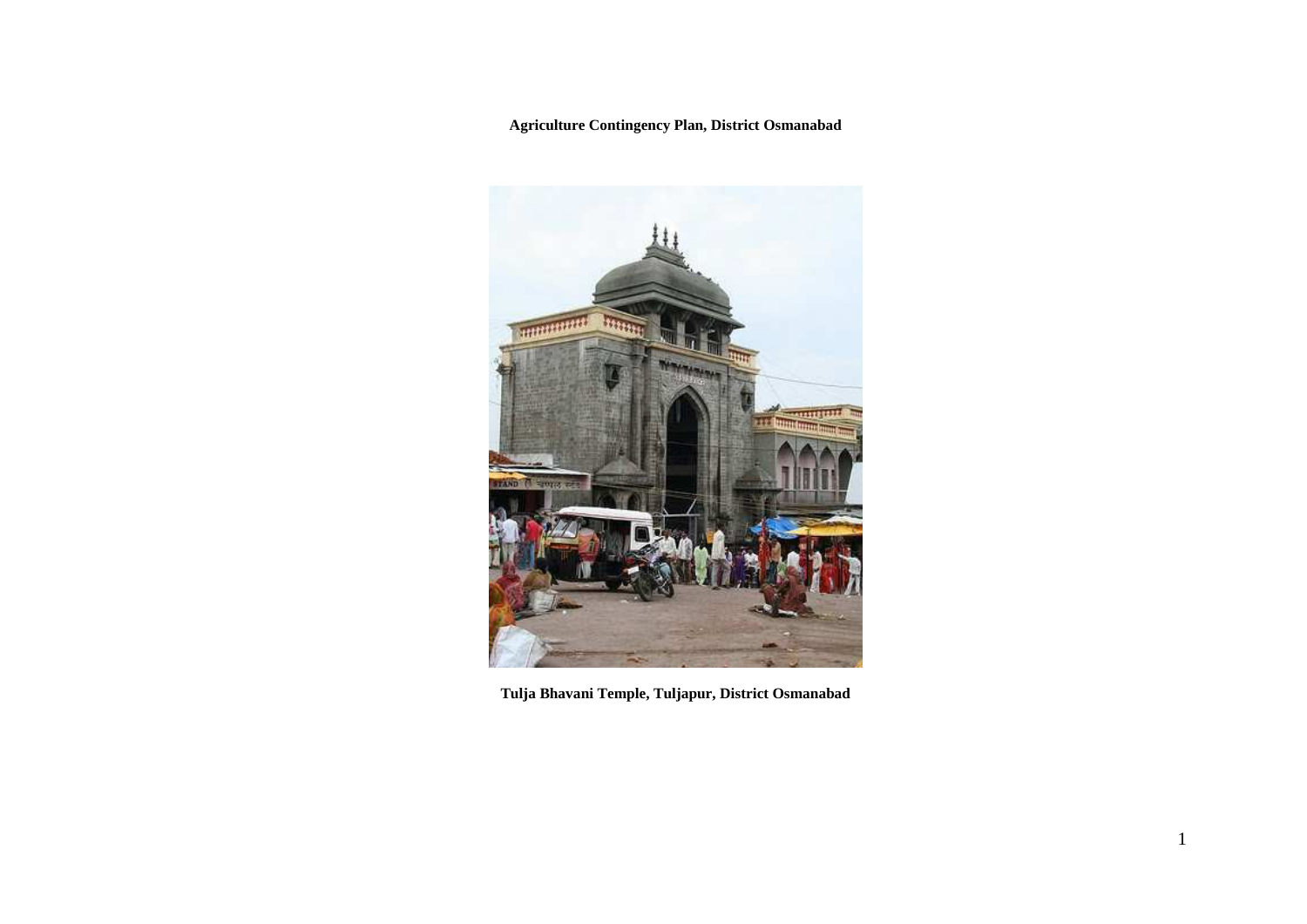**Agriculture Contingency Plan, District Osmanabad**

**Tulja Bhavani Temple, Tuljapur, District Osmanabad**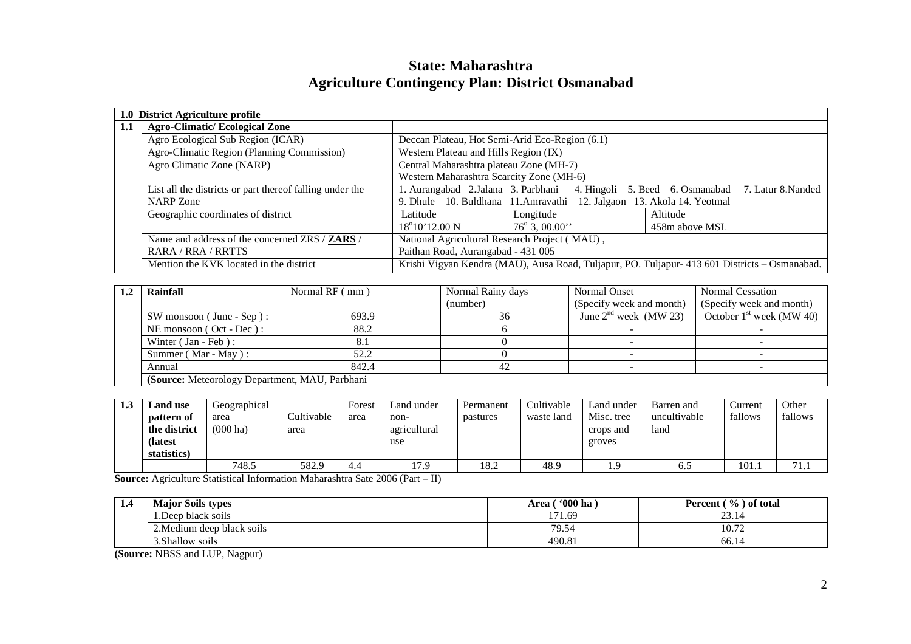# State: Maharashtra
# Agriculture Contingency Plan: District Osmanabad

| 1.0 | District Agriculture profile | | | |
|---|---|---|---|---|
| 1.1 | **Agro-Climatic/ Ecological Zone** | | | |
| | Agro Ecological Sub Region (ICAR) | Deccan Plateau, Hot Semi-Arid Eco-Region (6.1) | | |
| | Agro-Climatic Region (Planning Commission) | Western Plateau and Hills Region (IX) | | |
| | Agro Climatic Zone (NARP) | Central Maharashtra plateau Zone (MH-7) Western Maharashtra Scarcity Zone (MH-6) | | |
| | List all the districts or part thereof falling under the NARP Zone | 1. Aurangabad 2.Jalana 3. Parbhani 4. Hingoli 5. Beed 6. Osmanabad 7. Latur 8.Nanded 9. Dhule 10. Buldhana 11.Amravathi 12. Jalgaon 13. Akola 14. Yeotmal | | |
| | Geographic coordinates of district | Latitude | Longitude | Altitude |
| | | 18°10'12.00 N | 76° 3, 00.00'' | 458m above MSL |
| | Name and address of the concerned ZRS / **ZARS** / RARA / RRA / RRTTS | National Agricultural Research Project ( MAU), Paithan Road, Aurangabad - 431 005 | | |
| | Mention the KVK located in the district | Krishi Vigyan Kendra (MAU), Ausa Road, Tuljapur, PO. Tuljapur- 413 601 Districts – Osmanabad. | | |

| 1.2 | **Rainfall** | Normal RF ( mm ) | Normal Rainy days (number) | Normal Onset (Specify week and month) | Normal Cessation (Specify week and month) |
|---|---|---|---|---|---|
| | SW monsoon ( June - Sep ) : | 693.9 | 36 | June 2nd week (MW 23) | October 1st week (MW 40) |
| | NE monsoon ( Oct - Dec ) : | 88.2 | 6 | - | - |
| | Winter ( Jan - Feb ) : | 8.1 | 0 | - | - |
| | Summer ( Mar - May ) : | 52.2 | 0 | - | - |
| | Annual | 842.4 | 42 | - | - |
| | **(Source:** Meteorology Department, MAU, Parbhani | | | | |

| 1.3 | **Land use pattern of the district (latest statistics)** | Geographical area (000 ha) | Cultivable area | Forest area | Land under non-agricultural use | Permanent pastures | Cultivable waste land | Land under Misc. tree crops and groves | Barren and uncultivable land | Current fallows | Other fallows |
|---|---|---|---|---|---|---|---|---|---|---|---|
| | | 748.5 | 582.9 | 4.4 | 17.9 | 18.2 | 48.9 | 1.9 | 6.5 | 101.1 | 71.1 |

**Source:** Agriculture Statistical Information Maharashtra Sate 2006 (Part – II)

| 1.4 | **Major Soils types** | **Area ( '000 ha )** | **Percent ( % ) of total** |
|---|---|---|---|
| | 1.Deep black soils | 171.69 | 23.14 |
| | 2.Medium deep black soils | 79.54 | 10.72 |
| | 3.Shallow soils | 490.81 | 66.14 |

**(Source:** NBSS and LUP, Nagpur)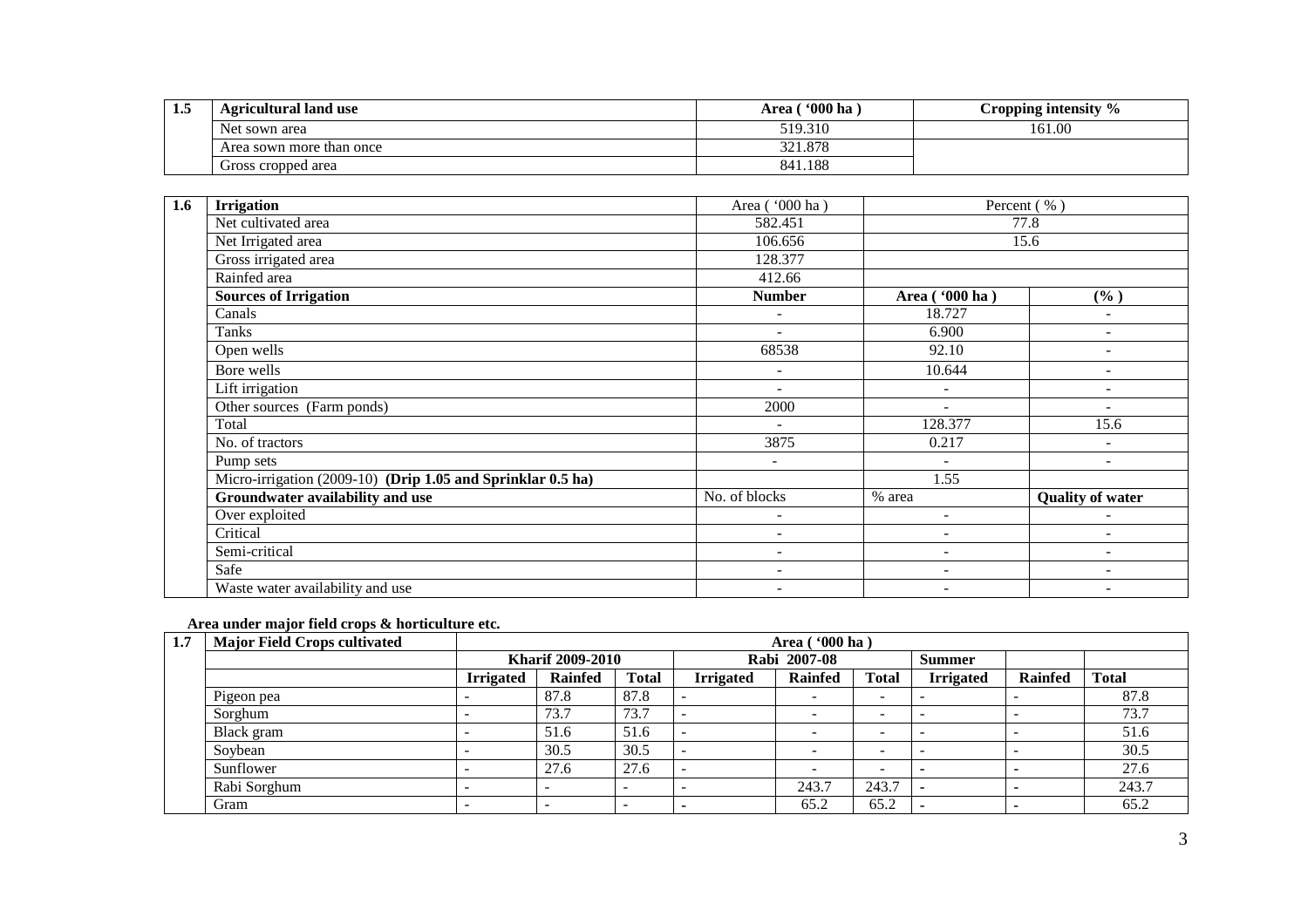| 1.5 | Agricultural land use | Area ( '000 ha ) | Cropping intensity % |
|---|---|---|---|
| | Net sown area | 519.310 | 161.00 |
| | Area sown more than once | 321.878 | |
| | Gross cropped area | 841.188 | |

| 1.6 | Irrigation | Area ( '000 ha ) | Percent ( % ) | |
|---|---|---|---|---|
| | Net cultivated area | 582.451 | 77.8 | |
| | Net Irrigated area | 106.656 | 15.6 | |
| | Gross irrigated area | 128.377 | | |
| | Rainfed area | 412.66 | | |
| | **Sources of Irrigation** | **Number** | **Area ( '000 ha )** | **(% )** |
| | Canals | - | 18.727 | - |
| | Tanks | - | 6.900 | - |
| | Open wells | 68538 | 92.10 | - |
| | Bore wells | - | 10.644 | - |
| | Lift irrigation | - | - | - |
| | Other sources (Farm ponds) | 2000 | - | - |
| | Total | - | 128.377 | 15.6 |
| | No. of tractors | 3875 | 0.217 | - |
| | Pump sets | - | - | - |
| | Micro-irrigation (2009-10) **(Drip 1.05 and Sprinklar 0.5 ha)** | | 1.55 | |
| | **Groundwater availability and use** | No. of blocks | % area | **Quality of water** |
| | Over exploited | - | - | - |
| | Critical | - | - | - |
| | Semi-critical | - | - | - |
| | Safe | - | - | - |
| | Waste water availability and use | - | - | - |

**Area under major field crops & horticulture etc.**

| 1.7 | Major Field Crops cultivated | Area ( '000 ha ) | | | | | | | | |
|---|---|---|---|---|---|---|---|---|---|---|
| | | Kharif 2009-2010 | | | Rabi 2007-08 | | | Summer | | |
| | | Irrigated | Rainfed | Total | Irrigated | Rainfed | Total | Irrigated | Rainfed | Total |
| | Pigeon pea | - | 87.8 | 87.8 | - | - | - | - | - | 87.8 |
| | Sorghum | - | 73.7 | 73.7 | - | - | - | - | - | 73.7 |
| | Black gram | - | 51.6 | 51.6 | - | - | - | - | - | 51.6 |
| | Soybean | - | 30.5 | 30.5 | - | - | - | - | - | 30.5 |
| | Sunflower | - | 27.6 | 27.6 | - | - | - | - | - | 27.6 |
| | Rabi Sorghum | - | - | - | - | 243.7 | 243.7 | - | - | 243.7 |
| | Gram | - | - | - | - | 65.2 | 65.2 | - | - | 65.2 |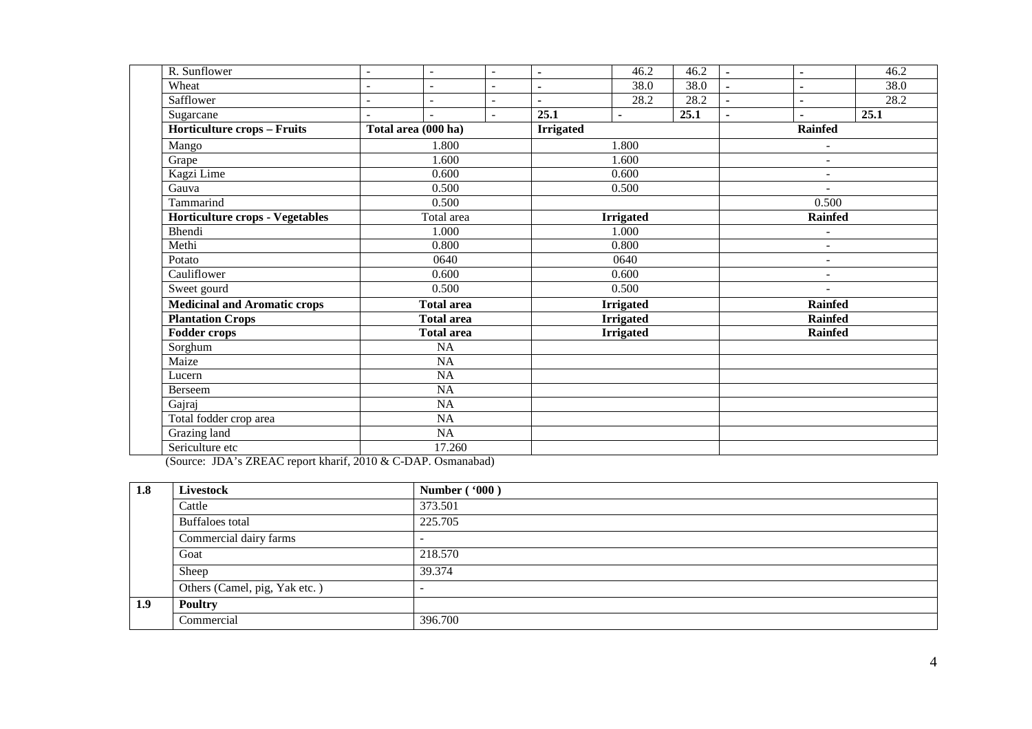| R. Sunflower | - | - | - | - | 46.2 | 46.2 | - | - | 46.2 |
|---|---|---|---|---|---|---|---|---|---|
| Wheat | - | - | - | - | 38.0 | 38.0 | - | - | 38.0 |
| Safflower | - | - | - | - | 28.2 | 28.2 | - | - | 28.2 |
| Sugarcane | - | - | - | **25.1** | - | **25.1** | - | - | **25.1** |
| **Horticulture crops – Fruits** | **Total area (000 ha)** | | | **Irrigated** | | | **Rainfed** | | |
| Mango | 1.800 | | | 1.800 | | | - | | |
| Grape | 1.600 | | | 1.600 | | | - | | |
| Kagzi Lime | 0.600 | | | 0.600 | | | - | | |
| Gauva | 0.500 | | | 0.500 | | | - | | |
| Tammarind | 0.500 | | | | | | 0.500 | | |
| **Horticulture crops - Vegetables** | Total area | | | **Irrigated** | | | **Rainfed** | | |
| Bhendi | 1.000 | | | 1.000 | | | - | | |
| Methi | 0.800 | | | 0.800 | | | - | | |
| Potato | 0640 | | | 0640 | | | - | | |
| Cauliflower | 0.600 | | | 0.600 | | | - | | |
| Sweet gourd | 0.500 | | | 0.500 | | | - | | |
| **Medicinal and Aromatic crops** | **Total area** | | | **Irrigated** | | | **Rainfed** | | |
| **Plantation Crops** | **Total area** | | | **Irrigated** | | | **Rainfed** | | |
| **Fodder crops** | **Total area** | | | **Irrigated** | | | **Rainfed** | | |
| Sorghum | NA | | | | | | | | |
| Maize | NA | | | | | | | | |
| Lucern | NA | | | | | | | | |
| Berseem | NA | | | | | | | | |
| Gajraj | NA | | | | | | | | |
| Total fodder crop area | NA | | | | | | | | |
| Grazing land | NA | | | | | | | | |
| Sericulture etc | 17.260 | | | | | | | | |

(Source: JDA's ZREAC report kharif, 2010 & C-DAP. Osmanabad)

| 1.8 | **Livestock** | **Number ( '000 )** |
|---|---|---|
| | Cattle | 373.501 |
| | Buffaloes total | 225.705 |
| | Commercial dairy farms | - |
| | Goat | 218.570 |
| | Sheep | 39.374 |
| | Others (Camel, pig, Yak etc. ) | - |
| **1.9** | **Poultry** | |
| | Commercial | 396.700 |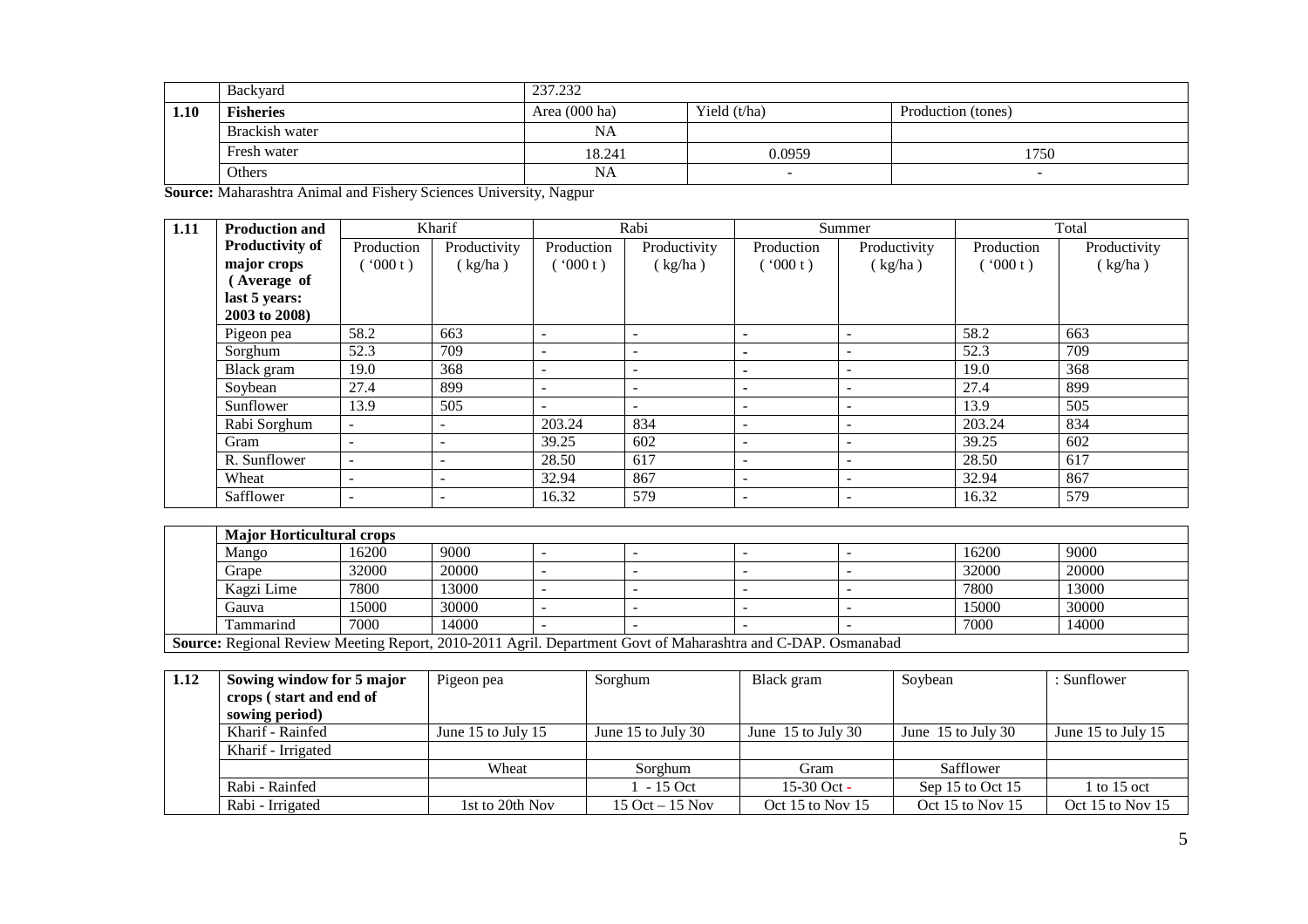| | Backyard | 237.232 | | |
|---|---|---|---|---|
| **1.10** | **Fisheries** | Area (000 ha) | Yield (t/ha) | Production (tones) |
| | Brackish water | NA | | |
| | Fresh water | 18.241 | 0.0959 | 1750 |
| | Others | NA | - | - |

**Source:** Maharashtra Animal and Fishery Sciences University, Nagpur

| 1.11 | **Production and Productivity of major crops (Average of last 5 years: 2003 to 2008)** | Kharif | | Rabi | | Summer | | Total | |
|---|---|---|---|---|---|---|---|---|---|
| | | Production ('000 t) | Productivity (kg/ha) | Production ('000 t) | Productivity (kg/ha) | Production ('000 t) | Productivity (kg/ha) | Production ('000 t) | Productivity (kg/ha) |
| | Pigeon pea | 58.2 | 663 | - | - | - | - | 58.2 | 663 |
| | Sorghum | 52.3 | 709 | - | - | - | - | 52.3 | 709 |
| | Black gram | 19.0 | 368 | - | - | - | - | 19.0 | 368 |
| | Soybean | 27.4 | 899 | - | - | - | - | 27.4 | 899 |
| | Sunflower | 13.9 | 505 | - | - | - | - | 13.9 | 505 |
| | Rabi Sorghum | - | - | 203.24 | 834 | - | - | 203.24 | 834 |
| | Gram | - | - | 39.25 | 602 | - | - | 39.25 | 602 |
| | R. Sunflower | - | - | 28.50 | 617 | - | - | 28.50 | 617 |
| | Wheat | - | - | 32.94 | 867 | - | - | 32.94 | 867 |
| | Safflower | - | - | 16.32 | 579 | - | - | 16.32 | 579 |
| | **Major Horticultural crops** | | | | | | | | |
| | Mango | 16200 | 9000 | - | - | - | - | 16200 | 9000 |
| | Grape | 32000 | 20000 | - | - | - | - | 32000 | 20000 |
| | Kagzi Lime | 7800 | 13000 | - | - | - | - | 7800 | 13000 |
| | Gauva | 15000 | 30000 | - | - | - | - | 15000 | 30000 |
| | Tammarind | 7000 | 14000 | - | - | - | - | 7000 | 14000 |

**Source:** Regional Review Meeting Report, 2010-2011 Agril. Department Govt of Maharashtra and C-DAP. Osmanabad

| 1.12 | **Sowing window for 5 major crops ( start and end of sowing period)** | Pigeon pea | Sorghum | Black gram | Soybean | : Sunflower |
|---|---|---|---|---|---|---|
| | Kharif - Rainfed | June 15 to July 15 | June 15 to July 30 | June 15 to July 30 | June 15 to July 30 | June 15 to July 15 |
| | Kharif - Irrigated | | | | | |
| | | Wheat | Sorghum | Gram | Safflower | |
| | Rabi - Rainfed | | 1 - 15 Oct | 15-30 Oct - | Sep 15 to Oct 15 | 1 to 15 oct |
| | Rabi - Irrigated | 1st to 20th Nov | 15 Oct – 15 Nov | Oct 15 to Nov 15 | Oct 15 to Nov 15 | Oct 15 to Nov 15 |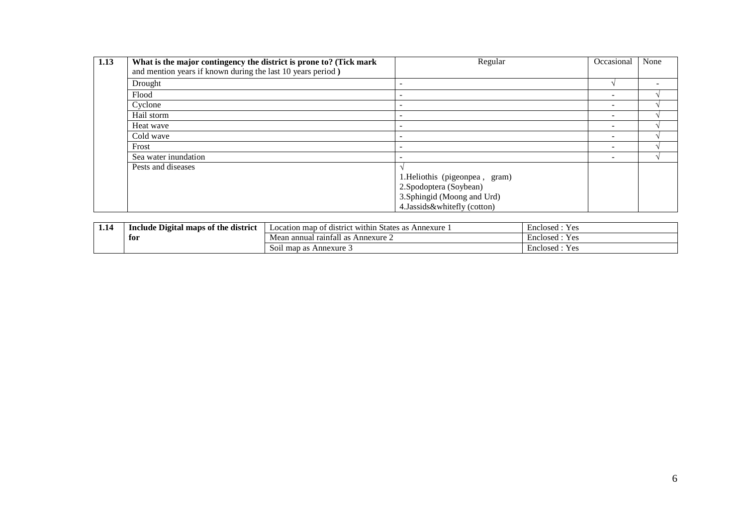| 1.13 | **What is the major contingency the district is prone to? (Tick mark** and mention years if known during the last 10 years period **)** | Regular | Occasional | None |
|---|---|---|---|---|
| | Drought | - | √ | - |
| | Flood | - | - | √ |
| | Cyclone | - | - | √ |
| | Hail storm | - | - | √ |
| | Heat wave | - | - | √ |
| | Cold wave | - | - | √ |
| | Frost | - | - | √ |
| | Sea water inundation | - | - | √ |
| | Pests and diseases | √<br>1.Heliothis (pigeonpea , gram)<br>2.Spodoptera (Soybean)<br>3.Sphingid (Moong and Urd)<br>4.Jassids&whitefly (cotton) | | |

| 1.14 | **Include Digital maps of the district for** | Location map of district within States as Annexure 1 | Enclosed : Yes |
|---|---|---|---|
| | | Mean annual rainfall as Annexure 2 | Enclosed : Yes |
| | | Soil map as Annexure 3 | Enclosed : Yes |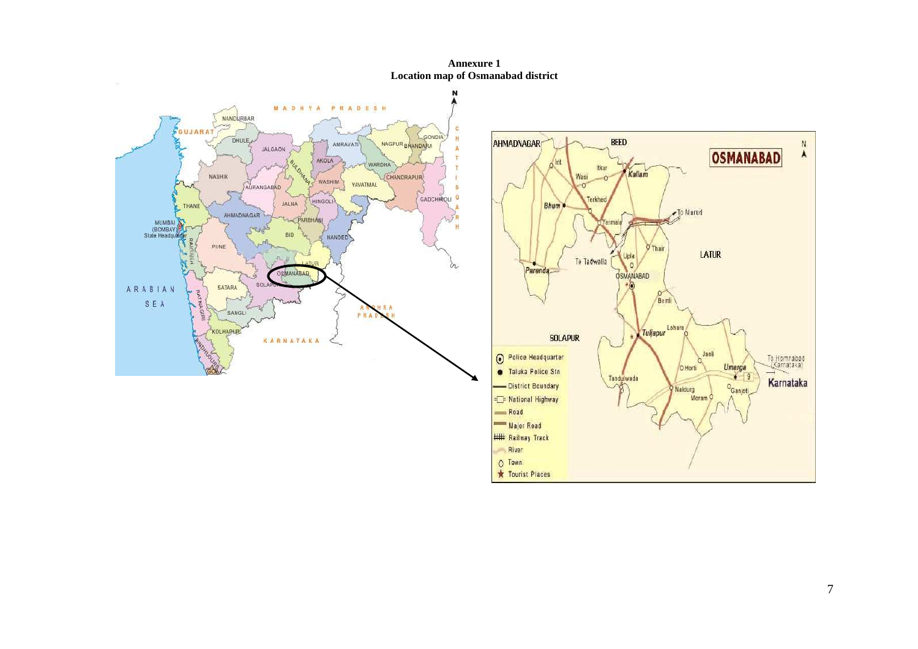**Annexure 1**
**Location map of Osmanabad district**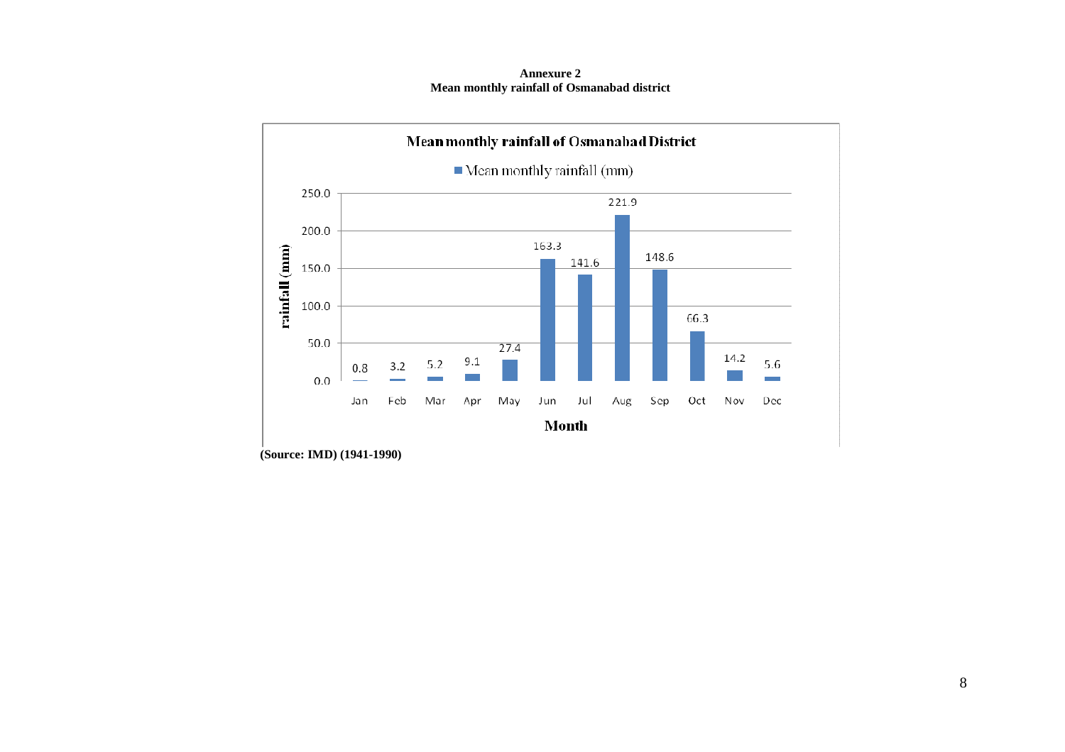**Annexure 2**
**Mean monthly rainfall of Osmanabad district**

**Mean monthly rainfall of Osmanabad District**

| Month | Mean monthly rainfall (mm) |
|---|---|
| Jan | 0.8 |
| Feb | 3.2 |
| Mar | 5.2 |
| Apr | 9.1 |
| May | 27.4 |
| Jun | 163.3 |
| Jul | 141.6 |
| Aug | 221.9 |
| Sep | 148.6 |
| Oct | 66.3 |
| Nov | 14.2 |
| Dec | 5.6 |

**(Source: IMD) (1941-1990)**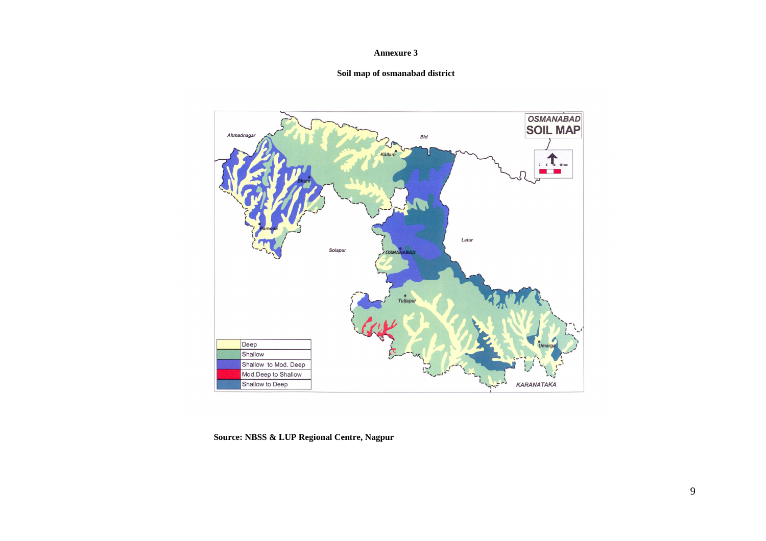**Annexure 3**

**Soil map of osmanabad district**

**Source: NBSS & LUP Regional Centre, Nagpur**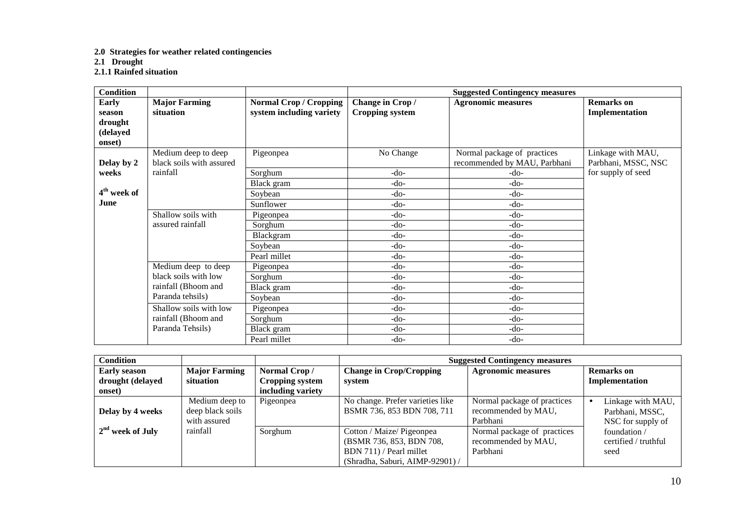**2.0 Strategies for weather related contingencies**

**2.1 Drought**

**2.1.1 Rainfed situation**

| **Condition** | | | **Suggested Contingency measures** | | |
|---|---|---|---|---|---|
| **Early season drought (delayed onset)** | **Major Farming situation** | **Normal Crop / Cropping system including variety** | **Change in Crop / Cropping system** | **Agronomic measures** | **Remarks on Implementation** |
| **Delay by 2 weeks** **4th week of June** | Medium deep to deep black soils with assured rainfall | Pigeonpea | No Change | Normal package of practices recommended by MAU, Parbhani | Linkage with MAU, Parbhani, MSSC, NSC for supply of seed |
| | | Sorghum | -do- | -do- | |
| | | Black gram | -do- | -do- | |
| | | Soybean | -do- | -do- | |
| | | Sunflower | -do- | -do- | |
| | Shallow soils with assured rainfall | Pigeonpea | -do- | -do- | |
| | | Sorghum | -do- | -do- | |
| | | Blackgram | -do- | -do- | |
| | | Soybean | -do- | -do- | |
| | | Pearl millet | -do- | -do- | |
| | Medium deep to deep black soils with low rainfall (Bhoom and Paranda tehsils) | Pigeonpea | -do- | -do- | |
| | | Sorghum | -do- | -do- | |
| | | Black gram | -do- | -do- | |
| | | Soybean | -do- | -do- | |
| | Shallow soils with low rainfall (Bhoom and Paranda Tehsils) | Pigeonpea | -do- | -do- | |
| | | Sorghum | -do- | -do- | |
| | | Black gram | -do- | -do- | |
| | | Pearl millet | -do- | -do- | |

| **Condition** | | | **Suggested Contingency measures** | | |
|---|---|---|---|---|---|
| **Early season drought (delayed onset)** | **Major Farming situation** | **Normal Crop / Cropping system including variety** | **Change in Crop/Cropping system** | **Agronomic measures** | **Remarks on Implementation** |
| **Delay by 4 weeks** **2nd week of July** | Medium deep to deep black soils with assured rainfall | Pigeonpea | No change. Prefer varieties like BSMR 736, 853 BDN 708, 711 | Normal package of practices recommended by MAU, Parbhani | • Linkage with MAU, Parbhani, MSSC, NSC for supply of foundation / certified / truthful seed |
| | | Sorghum | Cotton / Maize/ Pigeonpea (BSMR 736, 853, BDN 708, BDN 711) / Pearl millet (Shradha, Saburi, AIMP-92901) / | Normal package of practices recommended by MAU, Parbhani | |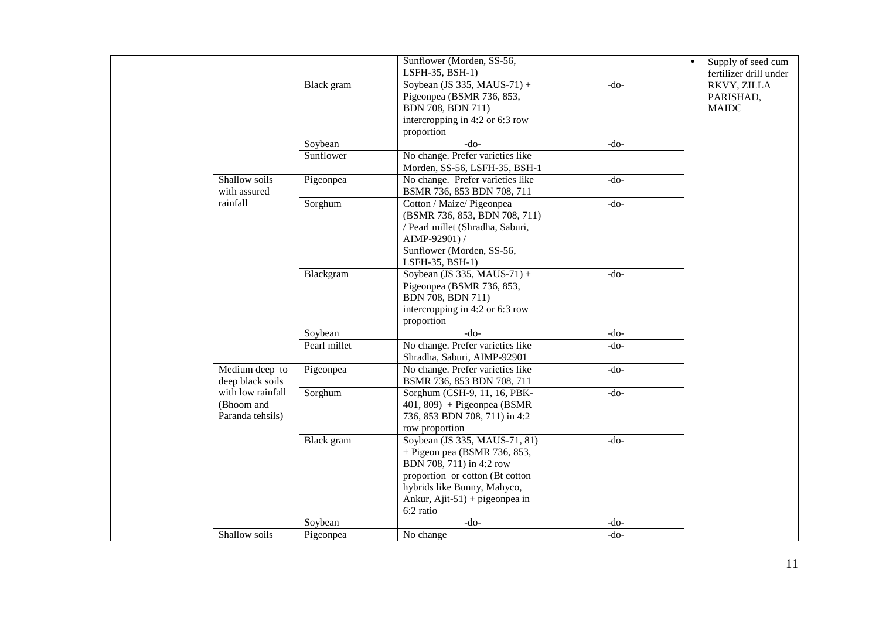| | | | | | |
|---|---|---|---|---|---|
| | | | Sunflower (Morden, SS-56, LSFH-35, BSH-1) | | • Supply of seed cum fertilizer drill under RKVY, ZILLA PARISHAD, MAIDC |
| | | Black gram | Soybean (JS 335, MAUS-71) + Pigeonpea (BSMR 736, 853, BDN 708, BDN 711) intercropping in 4:2 or 6:3 row proportion | -do- | |
| | | Soybean | -do- | -do- | |
| | | Sunflower | No change. Prefer varieties like Morden, SS-56, LSFH-35, BSH-1 | | |
| | Shallow soils with assured rainfall | Pigeonpea | No change. Prefer varieties like BSMR 736, 853 BDN 708, 711 | -do- | |
| | | Sorghum | Cotton / Maize/ Pigeonpea (BSMR 736, 853, BDN 708, 711) / Pearl millet (Shradha, Saburi, AIMP-92901) / Sunflower (Morden, SS-56, LSFH-35, BSH-1) | -do- | |
| | | Blackgram | Soybean (JS 335, MAUS-71) + Pigeonpea (BSMR 736, 853, BDN 708, BDN 711) intercropping in 4:2 or 6:3 row proportion | -do- | |
| | | Soybean | -do- | -do- | |
| | | Pearl millet | No change. Prefer varieties like Shradha, Saburi, AIMP-92901 | -do- | |
| | Medium deep to deep black soils with low rainfall (Bhoom and Paranda tehsils) | Pigeonpea | No change. Prefer varieties like BSMR 736, 853 BDN 708, 711 | -do- | |
| | | Sorghum | Sorghum (CSH-9, 11, 16, PBK-401, 809) + Pigeonpea (BSMR 736, 853 BDN 708, 711) in 4:2 row proportion | -do- | |
| | | Black gram | Soybean (JS 335, MAUS-71, 81) + Pigeon pea (BSMR 736, 853, BDN 708, 711) in 4:2 row proportion or cotton (Bt cotton hybrids like Bunny, Mahyco, Ankur, Ajit-51) + pigeonpea in 6:2 ratio | -do- | |
| | | Soybean | -do- | -do- | |
| | Shallow soils | Pigeonpea | No change | -do- | |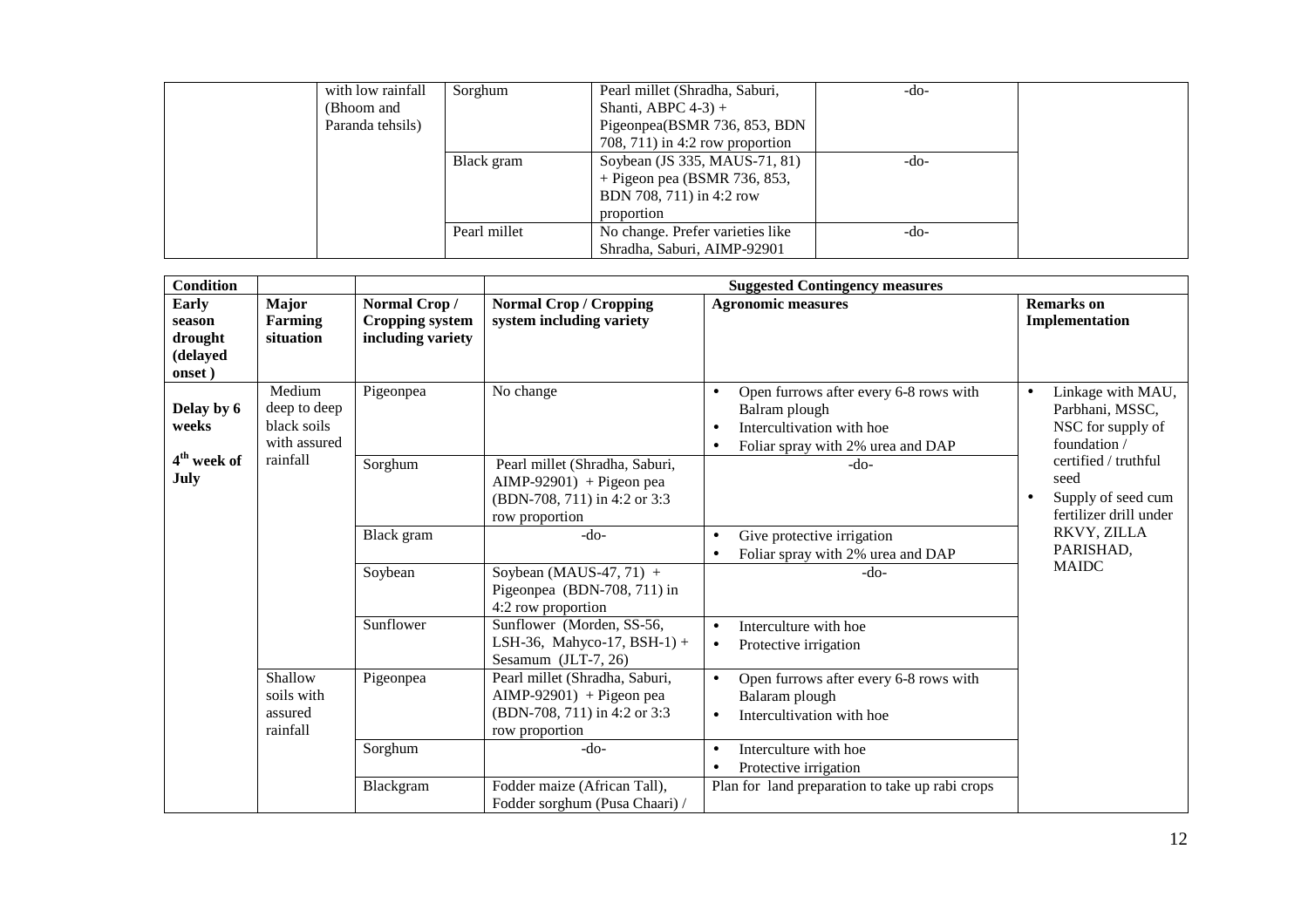| | | | | | |
|---|---|---|---|---|---|
| | with low rainfall (Bhoom and Paranda tehsils) | Sorghum | Pearl millet (Shradha, Saburi, Shanti, ABPC 4-3) + Pigeonpea(BSMR 736, 853, BDN 708, 711) in 4:2 row proportion | -do- | |
| | | Black gram | Soybean (JS 335, MAUS-71, 81) + Pigeon pea (BSMR 736, 853, BDN 708, 711) in 4:2 row proportion | -do- | |
| | | Pearl millet | No change. Prefer varieties like Shradha, Saburi, AIMP-92901 | -do- | |

| Condition | | | Suggested Contingency measures | | |
|---|---|---|---|---|---|
| **Early season drought (delayed onset )** | **Major Farming situation** | **Normal Crop / Cropping system including variety** | **Normal Crop / Cropping system including variety** | **Agronomic measures** | **Remarks on Implementation** |
| **Delay by 6 weeks**<br><br>**4th week of July** | Medium deep to deep black soils with assured rainfall | Pigeonpea | No change | • Open furrows after every 6-8 rows with Balram plough<br>• Intercultivation with hoe<br>• Foliar spray with 2% urea and DAP | • Linkage with MAU, Parbhani, MSSC, NSC for supply of foundation / certified / truthful seed<br>• Supply of seed cum fertilizer drill under RKVY, ZILLA PARISHAD, MAIDC |
| | | Sorghum | Pearl millet (Shradha, Saburi, AIMP-92901) + Pigeon pea (BDN-708, 711) in 4:2 or 3:3 row proportion | -do- | |
| | | Black gram | -do- | • Give protective irrigation<br>• Foliar spray with 2% urea and DAP | |
| | | Soybean | Soybean (MAUS-47, 71) + Pigeonpea (BDN-708, 711) in 4:2 row proportion | -do- | |
| | | Sunflower | Sunflower (Morden, SS-56, LSH-36, Mahyco-17, BSH-1) + Sesamum (JLT-7, 26) | • Interculture with hoe<br>• Protective irrigation | |
| | Shallow soils with assured rainfall | Pigeonpea | Pearl millet (Shradha, Saburi, AIMP-92901) + Pigeon pea (BDN-708, 711) in 4:2 or 3:3 row proportion | • Open furrows after every 6-8 rows with Balaram plough<br>• Intercultivation with hoe | |
| | | Sorghum | -do- | • Interculture with hoe<br>• Protective irrigation | |
| | | Blackgram | Fodder maize (African Tall), Fodder sorghum (Pusa Chaari) / | Plan for land preparation to take up rabi crops | |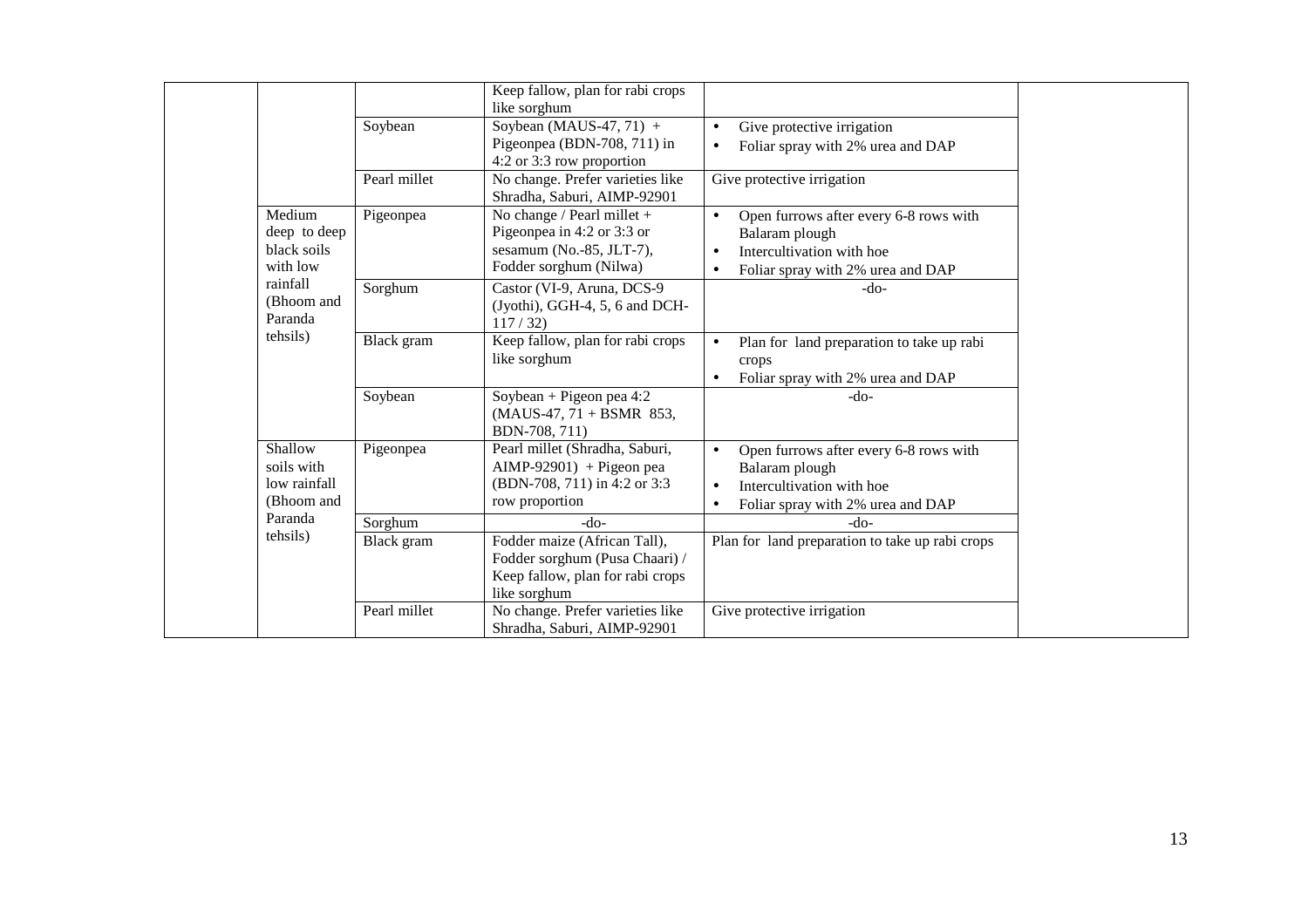| | | | | | |
|---|---|---|---|---|---|
| | | | Keep fallow, plan for rabi crops like sorghum | | |
| | | Soybean | Soybean (MAUS-47, 71) + Pigeonpea (BDN-708, 711) in 4:2 or 3:3 row proportion | • Give protective irrigation<br>• Foliar spray with 2% urea and DAP | |
| | | Pearl millet | No change. Prefer varieties like Shradha, Saburi, AIMP-92901 | Give protective irrigation | |
| | Medium deep to deep black soils with low rainfall (Bhoom and Paranda tehsils) | Pigeonpea | No change / Pearl millet + Pigeonpea in 4:2 or 3:3 or sesamum (No.-85, JLT-7), Fodder sorghum (Nilwa) | • Open furrows after every 6-8 rows with Balaram plough<br>• Intercultivation with hoe<br>• Foliar spray with 2% urea and DAP | |
| | | Sorghum | Castor (VI-9, Aruna, DCS-9 (Jyothi), GGH-4, 5, 6 and DCH-117 / 32) | -do- | |
| | | Black gram | Keep fallow, plan for rabi crops like sorghum | • Plan for land preparation to take up rabi crops<br>• Foliar spray with 2% urea and DAP | |
| | | Soybean | Soybean + Pigeon pea 4:2 (MAUS-47, 71 + BSMR 853, BDN-708, 711) | -do- | |
| | Shallow soils with low rainfall (Bhoom and Paranda tehsils) | Pigeonpea | Pearl millet (Shradha, Saburi, AIMP-92901) + Pigeon pea (BDN-708, 711) in 4:2 or 3:3 row proportion | • Open furrows after every 6-8 rows with Balaram plough<br>• Intercultivation with hoe<br>• Foliar spray with 2% urea and DAP | |
| | | Sorghum | -do- | -do- | |
| | | Black gram | Fodder maize (African Tall), Fodder sorghum (Pusa Chaari) / Keep fallow, plan for rabi crops like sorghum | Plan for land preparation to take up rabi crops | |
| | | Pearl millet | No change. Prefer varieties like Shradha, Saburi, AIMP-92901 | Give protective irrigation | |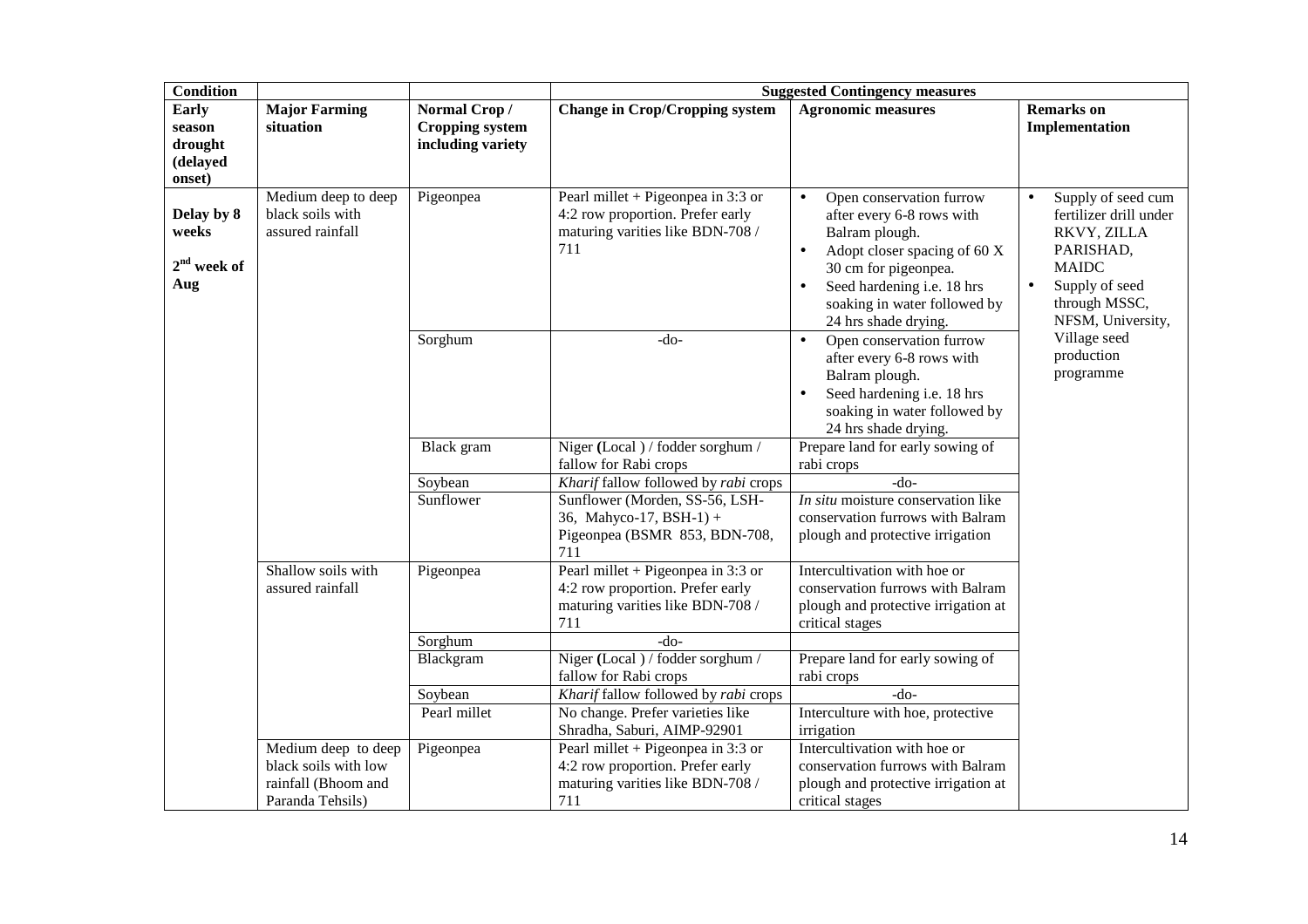| Condition | | | Suggested Contingency measures | | |
|---|---|---|---|---|---|
| **Early season drought (delayed onset)** | **Major Farming situation** | **Normal Crop / Cropping system including variety** | **Change in Crop/Cropping system** | **Agronomic measures** | **Remarks on Implementation** |
| **Delay by 8 weeks** **2nd week of Aug** | Medium deep to deep black soils with assured rainfall | Pigeonpea | Pearl millet + Pigeonpea in 3:3 or 4:2 row proportion. Prefer early maturing varities like BDN-708 / 711 | • Open conservation furrow after every 6-8 rows with Balram plough. • Adopt closer spacing of 60 X 30 cm for pigeonpea. • Seed hardening i.e. 18 hrs soaking in water followed by 24 hrs shade drying. | • Supply of seed cum fertilizer drill under RKVY, ZILLA PARISHAD, MAIDC • Supply of seed through MSSC, NFSM, University, Village seed production programme |
| | | Sorghum | -do- | • Open conservation furrow after every 6-8 rows with Balram plough. • Seed hardening i.e. 18 hrs soaking in water followed by 24 hrs shade drying. | |
| | | Black gram | Niger **(**Local ) / fodder sorghum / fallow for Rabi crops | Prepare land for early sowing of rabi crops | |
| | | Soybean | *Kharif* fallow followed by *rabi* crops | -do- | |
| | | Sunflower | Sunflower (Morden, SS-56, LSH-36, Mahyco-17, BSH-1) + Pigeonpea (BSMR 853, BDN-708, 711 | *In situ* moisture conservation like conservation furrows with Balram plough and protective irrigation | |
| | Shallow soils with assured rainfall | Pigeonpea | Pearl millet + Pigeonpea in 3:3 or 4:2 row proportion. Prefer early maturing varities like BDN-708 / 711 | Intercultivation with hoe or conservation furrows with Balram plough and protective irrigation at critical stages | |
| | | Sorghum | -do- | | |
| | | Blackgram | Niger **(**Local ) / fodder sorghum / fallow for Rabi crops | Prepare land for early sowing of rabi crops | |
| | | Soybean | *Kharif* fallow followed by *rabi* crops | -do- | |
| | | Pearl millet | No change. Prefer varieties like Shradha, Saburi, AIMP-92901 | Interculture with hoe, protective irrigation | |
| | Medium deep to deep black soils with low rainfall (Bhoom and Paranda Tehsils) | Pigeonpea | Pearl millet + Pigeonpea in 3:3 or 4:2 row proportion. Prefer early maturing varities like BDN-708 / 711 | Intercultivation with hoe or conservation furrows with Balram plough and protective irrigation at critical stages | |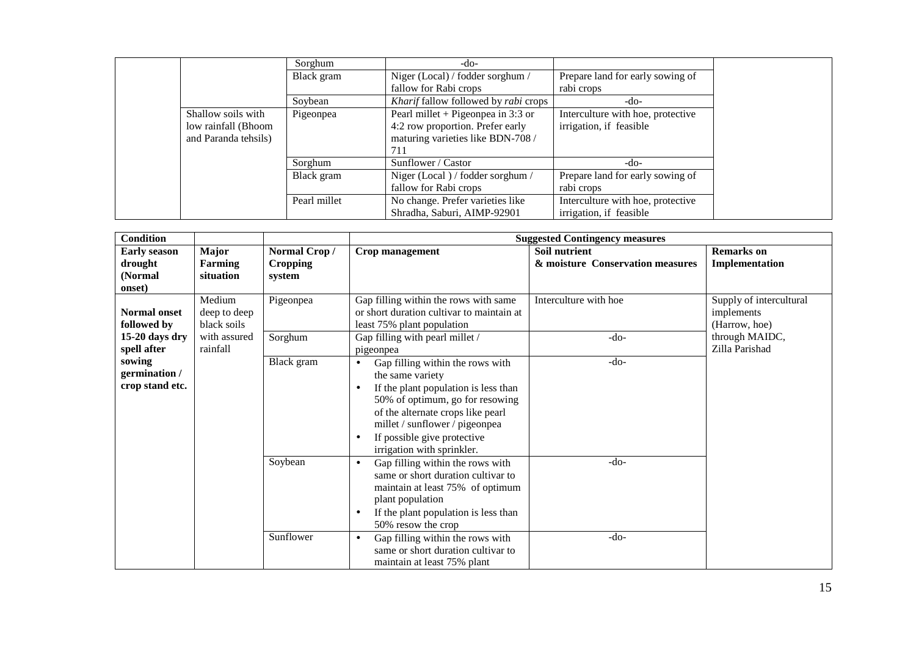| | | | | | |
|---|---|---|---|---|---|
| | | Sorghum | -do- | | |
| | | Black gram | Niger (Local) / fodder sorghum / fallow for Rabi crops | Prepare land for early sowing of rabi crops | |
| | | Soybean | *Kharif* fallow followed by *rabi* crops | -do- | |
| | Shallow soils with low rainfall (Bhoom and Paranda tehsils) | Pigeonpea | Pearl millet + Pigeonpea in 3:3 or 4:2 row proportion. Prefer early maturing varieties like BDN-708 / 711 | Interculture with hoe, protective irrigation, if feasible | |
| | | Sorghum | Sunflower / Castor | -do- | |
| | | Black gram | Niger (Local ) / fodder sorghum / fallow for Rabi crops | Prepare land for early sowing of rabi crops | |
| | | Pearl millet | No change. Prefer varieties like Shradha, Saburi, AIMP-92901 | Interculture with hoe, protective irrigation, if feasible | |

| **Condition** | | | **Suggested Contingency measures** | | |
|---|---|---|---|---|---|
| **Early season drought (Normal onset)** | **Major Farming situation** | **Normal Crop / Cropping system** | **Crop management** | **Soil nutrient & moisture Conservation measures** | **Remarks on Implementation** |
| **Normal onset followed by 15-20 days dry spell after sowing germination / crop stand etc.** | Medium deep to deep black soils with assured rainfall | Pigeonpea | Gap filling within the rows with same or short duration cultivar to maintain at least 75% plant population | Interculture with hoe | Supply of intercultural implements (Harrow, hoe) through MAIDC, Zilla Parishad |
| | | Sorghum | Gap filling with pearl millet / pigeonpea | -do- | |
| | | Black gram | • Gap filling within the rows with the same variety<br>• If the plant population is less than 50% of optimum, go for resowing of the alternate crops like pearl millet / sunflower / pigeonpea<br>• If possible give protective irrigation with sprinkler. | -do- | |
| | | Soybean | • Gap filling within the rows with same or short duration cultivar to maintain at least 75% of optimum plant population<br>• If the plant population is less than 50% resow the crop | -do- | |
| | | Sunflower | • Gap filling within the rows with same or short duration cultivar to maintain at least 75% plant | -do- | |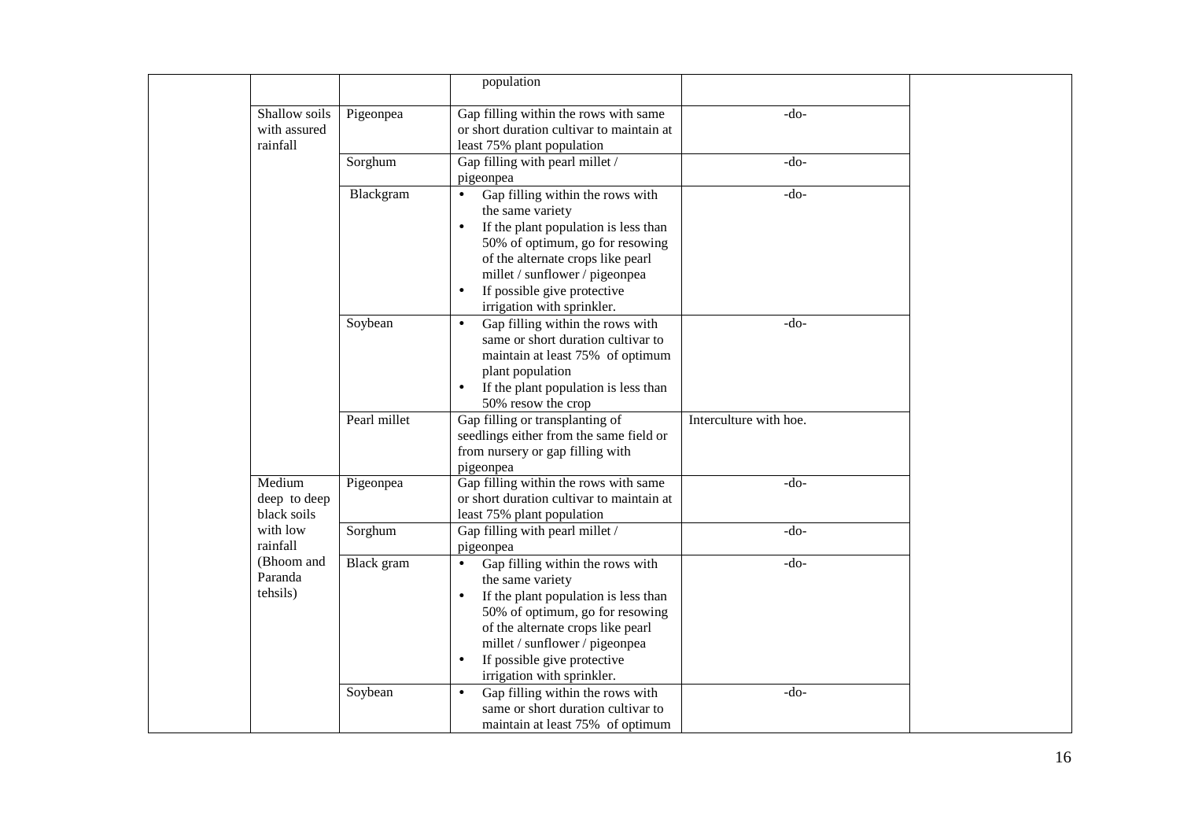|  |  |  |  |  |  |
|---|---|---|---|---|---|
|  |  |  | population |  |  |
|  | Shallow soils with assured rainfall | Pigeonpea | Gap filling within the rows with same or short duration cultivar to maintain at least 75% plant population | -do- |  |
|  |  | Sorghum | Gap filling with pearl millet / pigeonpea | -do- |  |
|  |  | Blackgram | • Gap filling within the rows with the same variety<br>• If the plant population is less than 50% of optimum, go for resowing of the alternate crops like pearl millet / sunflower / pigeonpea<br>• If possible give protective irrigation with sprinkler. | -do- |  |
|  |  | Soybean | • Gap filling within the rows with same or short duration cultivar to maintain at least 75% of optimum plant population<br>• If the plant population is less than 50% resow the crop | -do- |  |
|  |  | Pearl millet | Gap filling or transplanting of seedlings either from the same field or from nursery or gap filling with pigeonpea | Interculture with hoe. |  |
|  | Medium deep to deep black soils with low rainfall (Bhoom and Paranda tehsils) | Pigeonpea | Gap filling within the rows with same or short duration cultivar to maintain at least 75% plant population | -do- |  |
|  |  | Sorghum | Gap filling with pearl millet / pigeonpea | -do- |  |
|  |  | Black gram | • Gap filling within the rows with the same variety<br>• If the plant population is less than 50% of optimum, go for resowing of the alternate crops like pearl millet / sunflower / pigeonpea<br>• If possible give protective irrigation with sprinkler. | -do- |  |
|  |  | Soybean | • Gap filling within the rows with same or short duration cultivar to maintain at least 75% of optimum | -do- |  |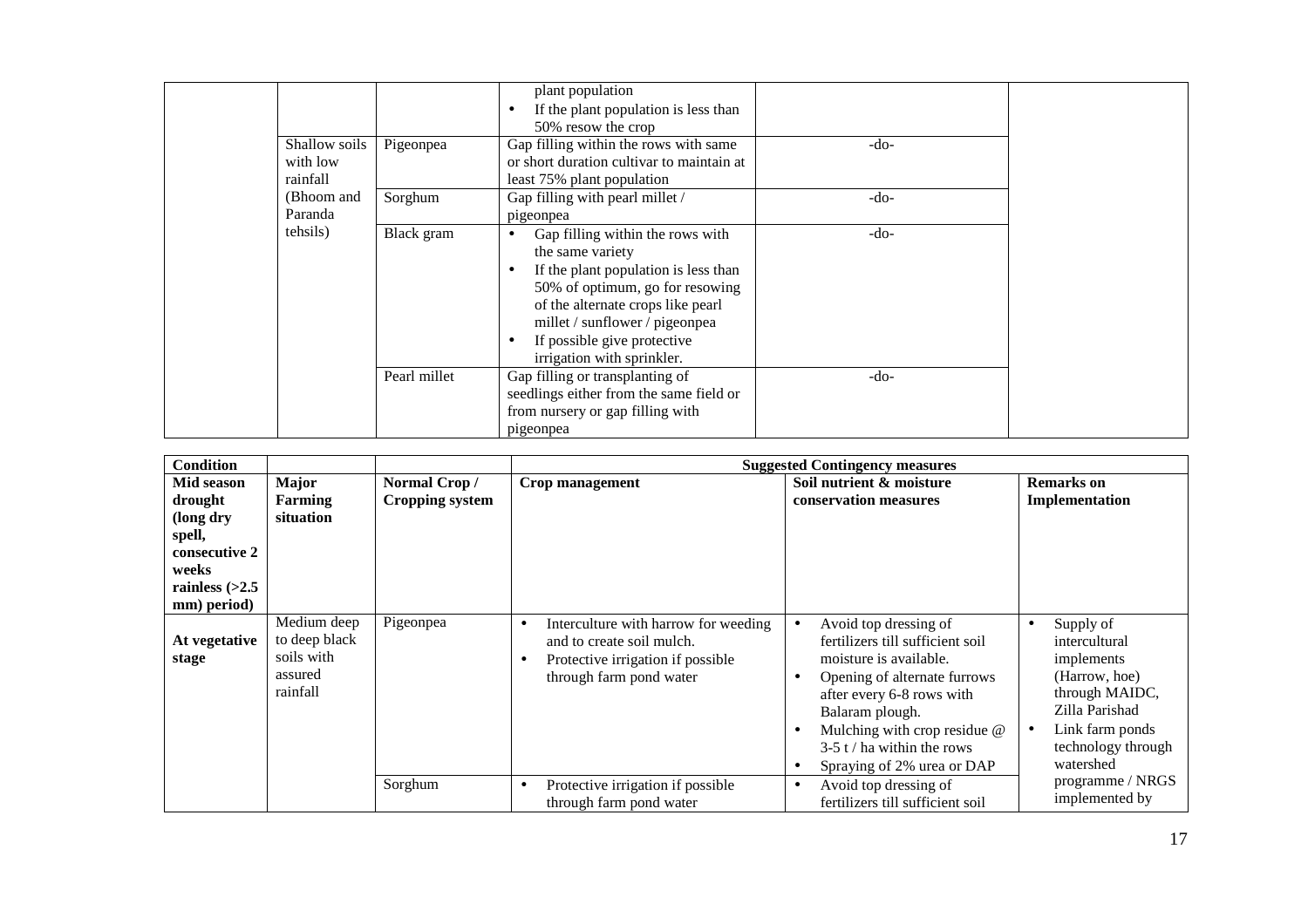| | | | | | |
|---|---|---|---|---|---|
| | | | plant population<br>• If the plant population is less than 50% resow the crop | | |
| | Shallow soils with low rainfall (Bhoom and Paranda tehsils) | Pigeonpea | Gap filling within the rows with same or short duration cultivar to maintain at least 75% plant population | -do- | |
| | | Sorghum | Gap filling with pearl millet / pigeonpea | -do- | |
| | | Black gram | • Gap filling within the rows with the same variety<br>• If the plant population is less than 50% of optimum, go for resowing of the alternate crops like pearl millet / sunflower / pigeonpea<br>• If possible give protective irrigation with sprinkler. | -do- | |
| | | Pearl millet | Gap filling or transplanting of seedlings either from the same field or from nursery or gap filling with pigeonpea | -do- | |

| Condition | | | Suggested Contingency measures | | |
|---|---|---|---|---|---|
| **Mid season drought (long dry spell, consecutive 2 weeks rainless (>2.5 mm) period)** | **Major Farming situation** | **Normal Crop / Cropping system** | **Crop management** | **Soil nutrient & moisture conservation measures** | **Remarks on Implementation** |
| **At vegetative stage** | Medium deep to deep black soils with assured rainfall | Pigeonpea | • Interculture with harrow for weeding and to create soil mulch.<br>• Protective irrigation if possible through farm pond water | • Avoid top dressing of fertilizers till sufficient soil moisture is available.<br>• Opening of alternate furrows after every 6-8 rows with Balaram plough.<br>• Mulching with crop residue @ 3-5 t / ha within the rows<br>• Spraying of 2% urea or DAP | • Supply of intercultural implements (Harrow, hoe) through MAIDC, Zilla Parishad<br>• Link farm ponds technology through watershed programme / NRGS implemented by |
| | | Sorghum | • Protective irrigation if possible through farm pond water | • Avoid top dressing of fertilizers till sufficient soil | |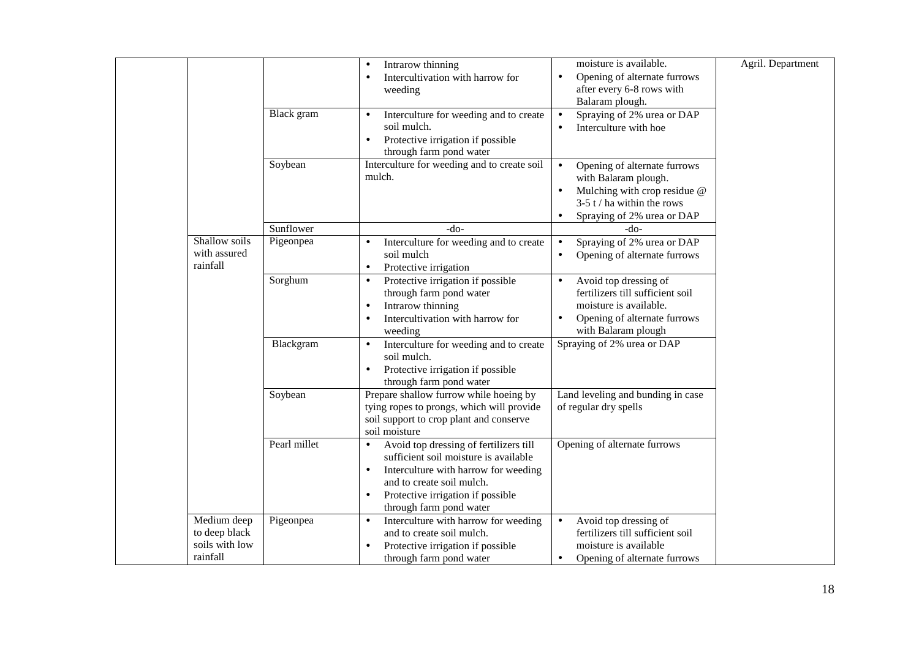| | | | | | |
|---|---|---|---|---|---|
| | | | • Intrarow thinning<br>• Intercultivation with harrow for weeding | moisture is available.<br>• Opening of alternate furrows after every 6-8 rows with Balaram plough. | Agril. Department |
| | | Black gram | • Interculture for weeding and to create soil mulch.<br>• Protective irrigation if possible through farm pond water | • Spraying of 2% urea or DAP<br>• Interculture with hoe | |
| | | Soybean | Interculture for weeding and to create soil mulch. | • Opening of alternate furrows with Balaram plough.<br>• Mulching with crop residue @ 3-5 t / ha within the rows<br>• Spraying of 2% urea or DAP | |
| | | Sunflower | -do- | -do- | |
| | Shallow soils with assured rainfall | Pigeonpea | • Interculture for weeding and to create soil mulch<br>• Protective irrigation | • Spraying of 2% urea or DAP<br>• Opening of alternate furrows | |
| | | Sorghum | • Protective irrigation if possible through farm pond water<br>• Intrarow thinning<br>• Intercultivation with harrow for weeding | • Avoid top dressing of fertilizers till sufficient soil moisture is available.<br>• Opening of alternate furrows with Balaram plough | |
| | | Blackgram | • Interculture for weeding and to create soil mulch.<br>• Protective irrigation if possible through farm pond water | Spraying of 2% urea or DAP | |
| | | Soybean | Prepare shallow furrow while hoeing by tying ropes to prongs, which will provide soil support to crop plant and conserve soil moisture | Land leveling and bunding in case of regular dry spells | |
| | | Pearl millet | • Avoid top dressing of fertilizers till sufficient soil moisture is available<br>• Interculture with harrow for weeding and to create soil mulch.<br>• Protective irrigation if possible through farm pond water | Opening of alternate furrows | |
| | Medium deep to deep black soils with low rainfall | Pigeonpea | • Interculture with harrow for weeding and to create soil mulch.<br>• Protective irrigation if possible through farm pond water | • Avoid top dressing of fertilizers till sufficient soil moisture is available<br>• Opening of alternate furrows | |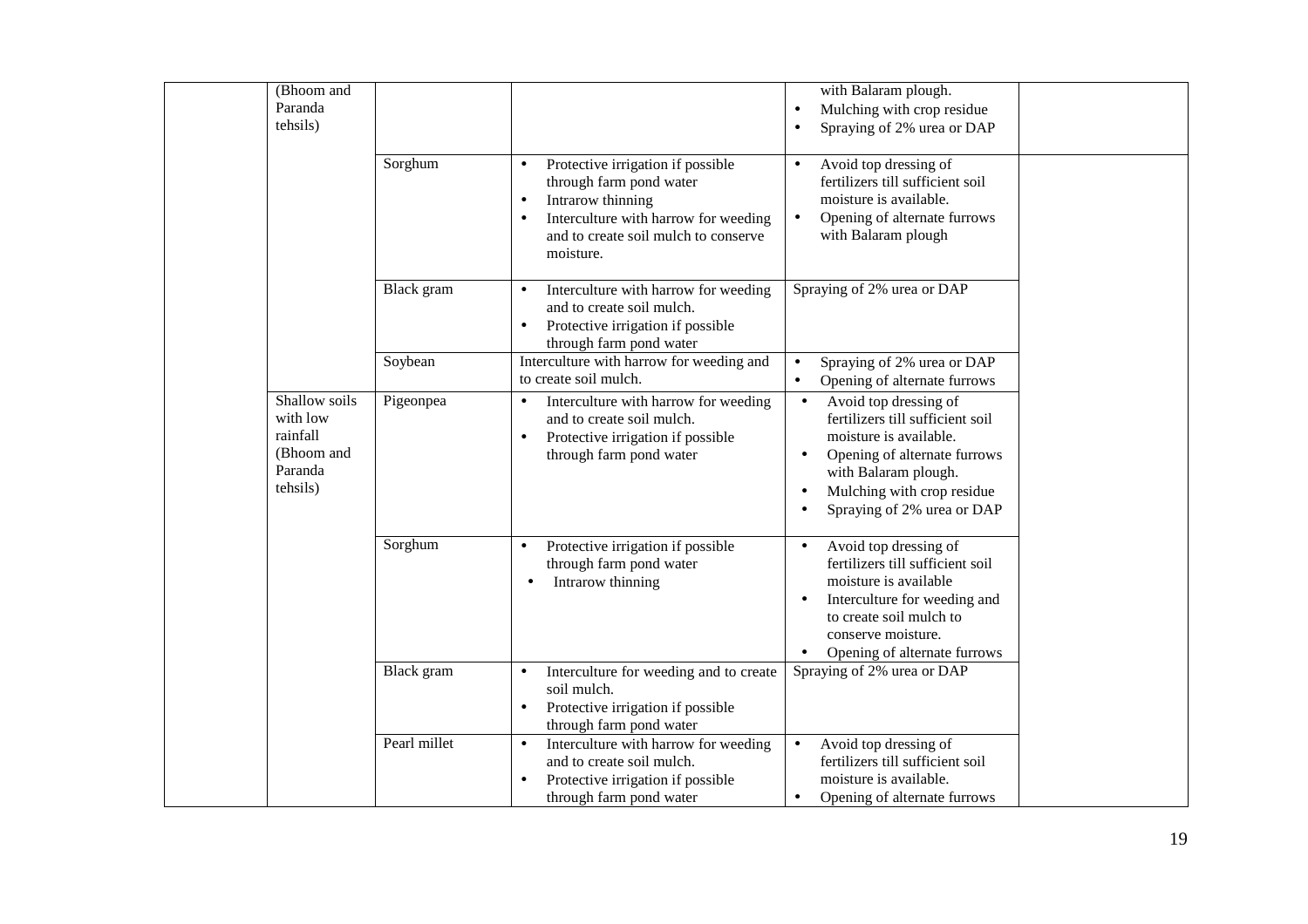|  |  |  |  |  |  |
|---|---|---|---|---|---|
|  | (Bhoom and Paranda tehsils) |  |  | • with Balaram plough.<br>• Mulching with crop residue<br>• Spraying of 2% urea or DAP |  |
|  |  | Sorghum | • Protective irrigation if possible through farm pond water<br>• Intrarow thinning<br>• Interculture with harrow for weeding and to create soil mulch to conserve moisture. | • Avoid top dressing of fertilizers till sufficient soil moisture is available.<br>• Opening of alternate furrows with Balaram plough |  |
|  |  | Black gram | • Interculture with harrow for weeding and to create soil mulch.<br>• Protective irrigation if possible through farm pond water | Spraying of 2% urea or DAP |  |
|  |  | Soybean | Interculture with harrow for weeding and to create soil mulch. | • Spraying of 2% urea or DAP<br>• Opening of alternate furrows |  |
|  | Shallow soils with low rainfall (Bhoom and Paranda tehsils) | Pigeonpea | • Interculture with harrow for weeding and to create soil mulch.<br>• Protective irrigation if possible through farm pond water | • Avoid top dressing of fertilizers till sufficient soil moisture is available.<br>• Opening of alternate furrows with Balaram plough.<br>• Mulching with crop residue<br>• Spraying of 2% urea or DAP |  |
|  |  | Sorghum | • Protective irrigation if possible through farm pond water<br>• Intrarow thinning | • Avoid top dressing of fertilizers till sufficient soil moisture is available<br>• Interculture for weeding and to create soil mulch to conserve moisture.<br>• Opening of alternate furrows |  |
|  |  | Black gram | • Interculture for weeding and to create soil mulch.<br>• Protective irrigation if possible through farm pond water | Spraying of 2% urea or DAP |  |
|  |  | Pearl millet | • Interculture with harrow for weeding and to create soil mulch.<br>• Protective irrigation if possible through farm pond water | • Avoid top dressing of fertilizers till sufficient soil moisture is available.<br>• Opening of alternate furrows |  |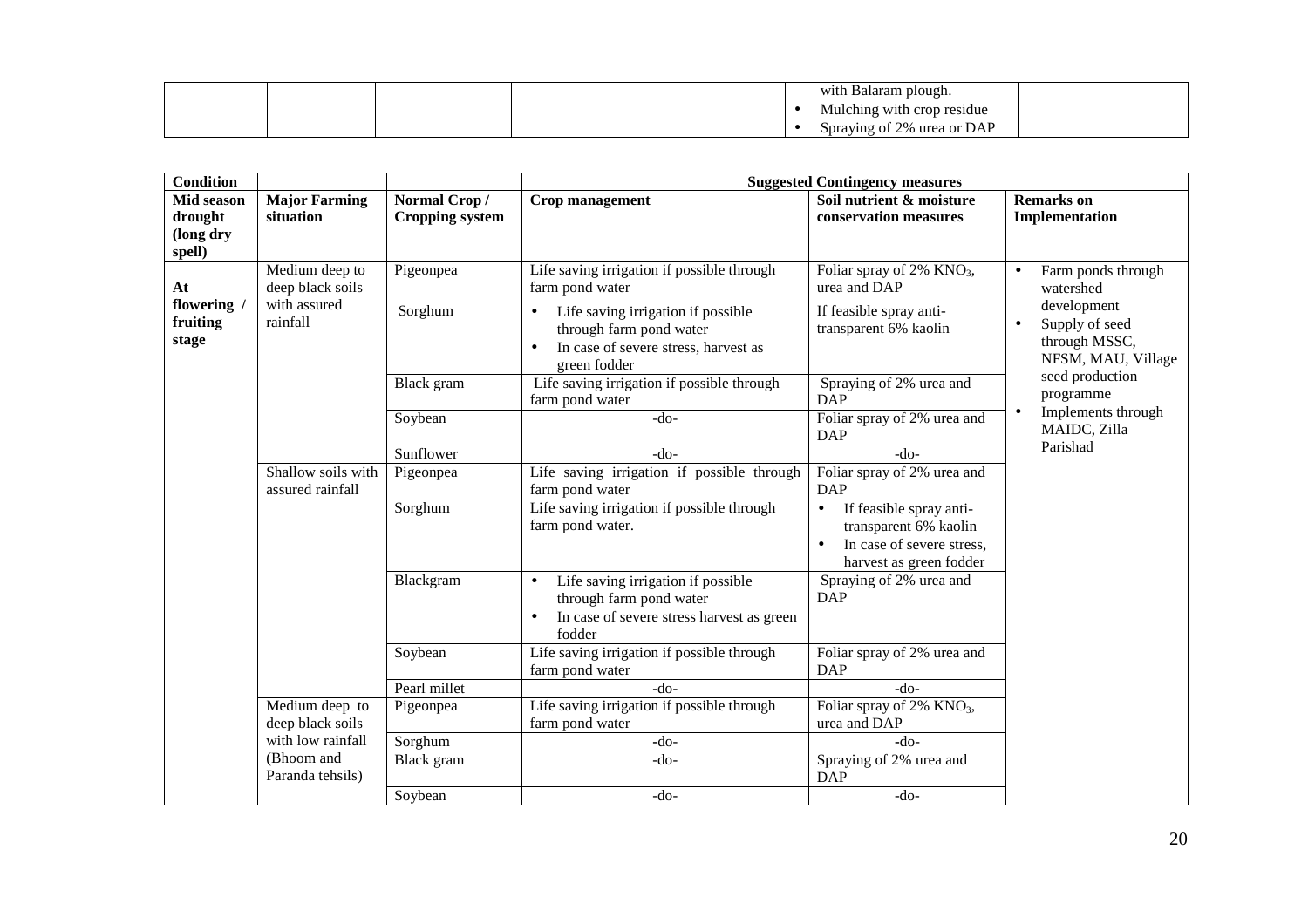| | | | | with Balaram plough.<br>• Mulching with crop residue<br>• Spraying of 2% urea or DAP | |
|---|---|---|---|---|---|

| Condition | | | Suggested Contingency measures | | |
|---|---|---|---|---|---|
| **Mid season drought (long dry spell)** | **Major Farming situation** | **Normal Crop / Cropping system** | **Crop management** | **Soil nutrient & moisture conservation measures** | **Remarks on Implementation** |
| **At flowering / fruiting stage** | Medium deep to deep black soils with assured rainfall | Pigeonpea | Life saving irrigation if possible through farm pond water | Foliar spray of 2% $KNO_3$, urea and DAP | • Farm ponds through watershed development<br>• Supply of seed through MSSC, NFSM, MAU, Village seed production programme<br>• Implements through MAIDC, Zilla Parishad |
| | | Sorghum | • Life saving irrigation if possible through farm pond water<br>• In case of severe stress, harvest as green fodder | If feasible spray anti-transparent 6% kaolin | |
| | | Black gram | Life saving irrigation if possible through farm pond water | Spraying of 2% urea and DAP | |
| | | Soybean | -do- | Foliar spray of 2% urea and DAP | |
| | | Sunflower | -do- | -do- | |
| | Shallow soils with assured rainfall | Pigeonpea | Life saving irrigation if possible through farm pond water | Foliar spray of 2% urea and DAP | |
| | | Sorghum | Life saving irrigation if possible through farm pond water. | • If feasible spray anti-transparent 6% kaolin<br>• In case of severe stress, harvest as green fodder | |
| | | Blackgram | • Life saving irrigation if possible through farm pond water<br>• In case of severe stress harvest as green fodder | Spraying of 2% urea and DAP | |
| | | Soybean | Life saving irrigation if possible through farm pond water | Foliar spray of 2% urea and DAP | |
| | | Pearl millet | -do- | -do- | |
| | Medium deep to deep black soils with low rainfall (Bhoom and Paranda tehsils) | Pigeonpea | Life saving irrigation if possible through farm pond water | Foliar spray of 2% $KNO_3$, urea and DAP | |
| | | Sorghum | -do- | -do- | |
| | | Black gram | -do- | Spraying of 2% urea and DAP | |
| | | Soybean | -do- | -do- | |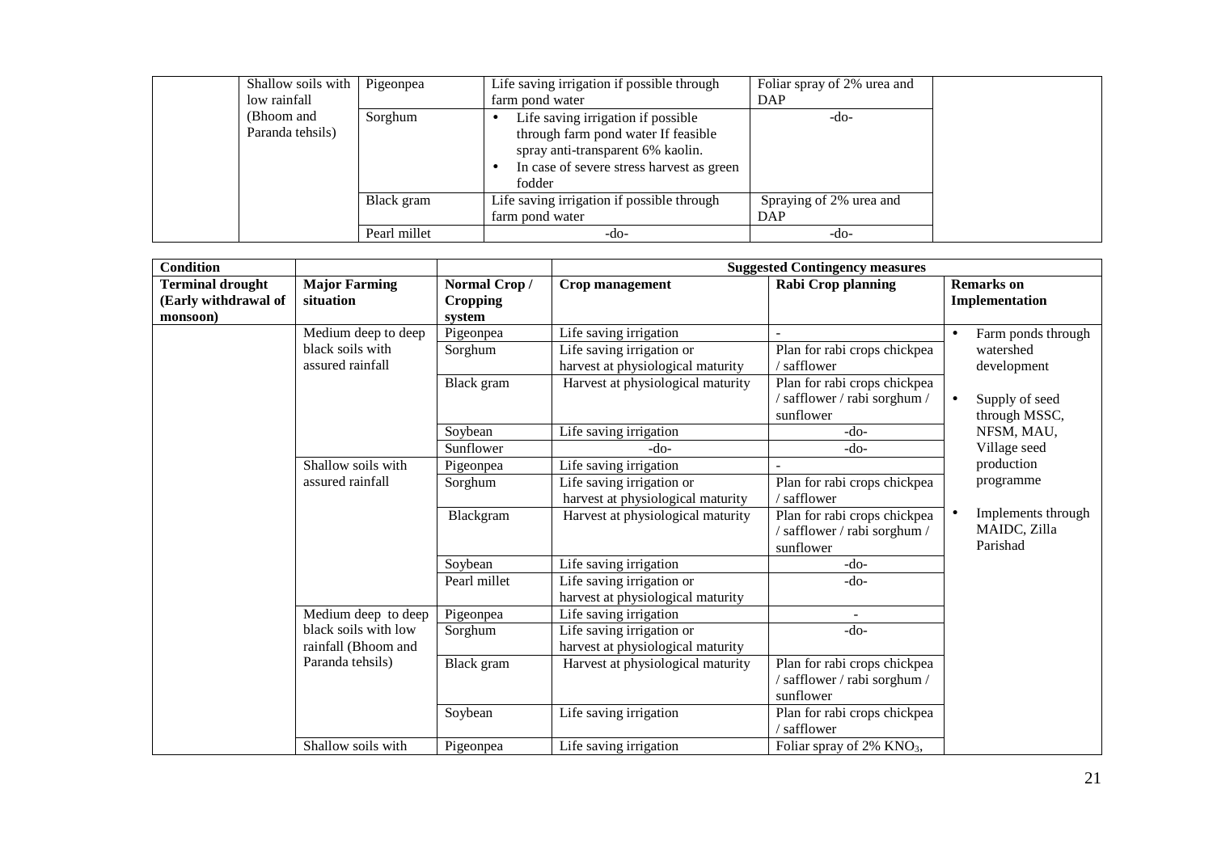| | Shallow soils with low rainfall (Bhoom and Paranda tehsils) | Pigeonpea | Life saving irrigation if possible through farm pond water | Foliar spray of 2% urea and DAP | |
|---|---|---|---|---|---|
| | | Sorghum | • Life saving irrigation if possible through farm pond water If feasible spray anti-transparent 6% kaolin.<br>• In case of severe stress harvest as green fodder | -do- | |
| | | Black gram | Life saving irrigation if possible through farm pond water | Spraying of 2% urea and DAP | |
| | | Pearl millet | -do- | -do- | |

| Condition | | | Suggested Contingency measures | | |
|---|---|---|---|---|---|
| **Terminal drought (Early withdrawal of monsoon)** | **Major Farming situation** | **Normal Crop / Cropping system** | **Crop management** | **Rabi Crop planning** | **Remarks on Implementation** |
| | Medium deep to deep black soils with assured rainfall | Pigeonpea | Life saving irrigation | - | • Farm ponds through watershed development<br>• Supply of seed through MSSC, NFSM, MAU, Village seed production programme<br>• Implements through MAIDC, Zilla Parishad |
| | | Sorghum | Life saving irrigation or harvest at physiological maturity | Plan for rabi crops chickpea / safflower | |
| | | Black gram | Harvest at physiological maturity | Plan for rabi crops chickpea / safflower / rabi sorghum / sunflower | |
| | | Soybean | Life saving irrigation | -do- | |
| | | Sunflower | -do- | -do- | |
| | Shallow soils with assured rainfall | Pigeonpea | Life saving irrigation | - | |
| | | Sorghum | Life saving irrigation or harvest at physiological maturity | Plan for rabi crops chickpea / safflower | |
| | | Blackgram | Harvest at physiological maturity | Plan for rabi crops chickpea / safflower / rabi sorghum / sunflower | |
| | | Soybean | Life saving irrigation | -do- | |
| | | Pearl millet | Life saving irrigation or harvest at physiological maturity | -do- | |
| | Medium deep to deep black soils with low rainfall (Bhoom and Paranda tehsils) | Pigeonpea | Life saving irrigation | - | |
| | | Sorghum | Life saving irrigation or harvest at physiological maturity | -do- | |
| | | Black gram | Harvest at physiological maturity | Plan for rabi crops chickpea / safflower / rabi sorghum / sunflower | |
| | | Soybean | Life saving irrigation | Plan for rabi crops chickpea / safflower | |
| | Shallow soils with | Pigeonpea | Life saving irrigation | Foliar spray of 2% $KNO_3$, | |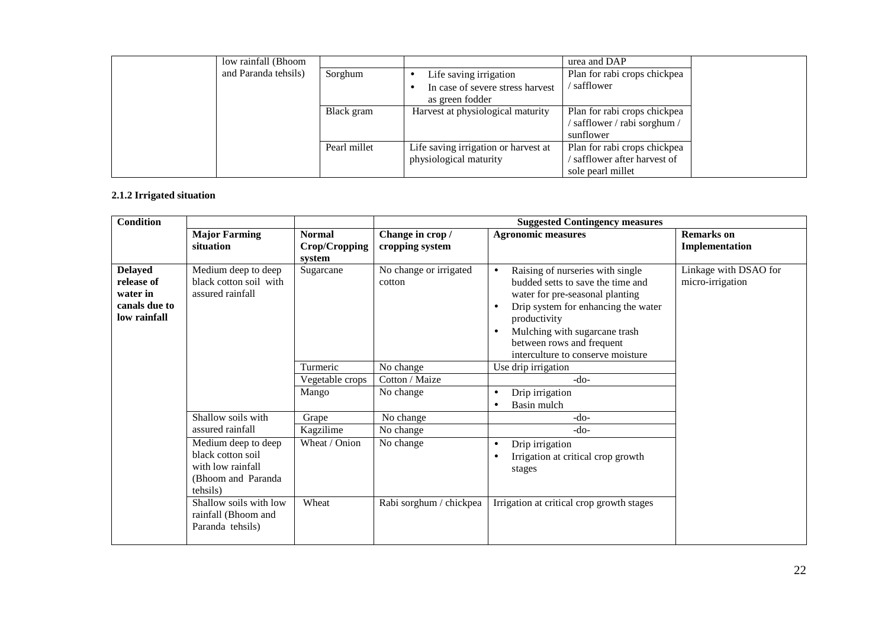| | low rainfall (Bhoom and Paranda tehsils) | | | urea and DAP | |
|---|---|---|---|---|---|
| | | Sorghum | • Life saving irrigation<br>• In case of severe stress harvest as green fodder | Plan for rabi crops chickpea / safflower | |
| | | Black gram | Harvest at physiological maturity | Plan for rabi crops chickpea / safflower / rabi sorghum / sunflower | |
| | | Pearl millet | Life saving irrigation or harvest at physiological maturity | Plan for rabi crops chickpea / safflower after harvest of sole pearl millet | |

**2.1.2 Irrigated situation**

| Condition | | | Suggested Contingency measures | | |
|---|---|---|---|---|---|
| | **Major Farming situation** | **Normal Crop/Cropping system** | **Change in crop / cropping system** | **Agronomic measures** | **Remarks on Implementation** |
| **Delayed release of water in canals due to low rainfall** | Medium deep to deep black cotton soil with assured rainfall | Sugarcane | No change or irrigated cotton | • Raising of nurseries with single budded setts to save the time and water for pre-seasonal planting<br>• Drip system for enhancing the water productivity<br>• Mulching with sugarcane trash between rows and frequent interculture to conserve moisture | Linkage with DSAO for micro-irrigation |
| | | Turmeric | No change | Use drip irrigation | |
| | | Vegetable crops | Cotton / Maize | -do- | |
| | | Mango | No change | • Drip irrigation<br>• Basin mulch | |
| | Shallow soils with assured rainfall | Grape | No change | -do- | |
| | | Kagzilime | No change | -do- | |
| | Medium deep to deep black cotton soil with low rainfall (Bhoom and Paranda tehsils) | Wheat / Onion | No change | • Drip irrigation<br>• Irrigation at critical crop growth stages | |
| | Shallow soils with low rainfall (Bhoom and Paranda tehsils) | Wheat | Rabi sorghum / chickpea | Irrigation at critical crop growth stages | |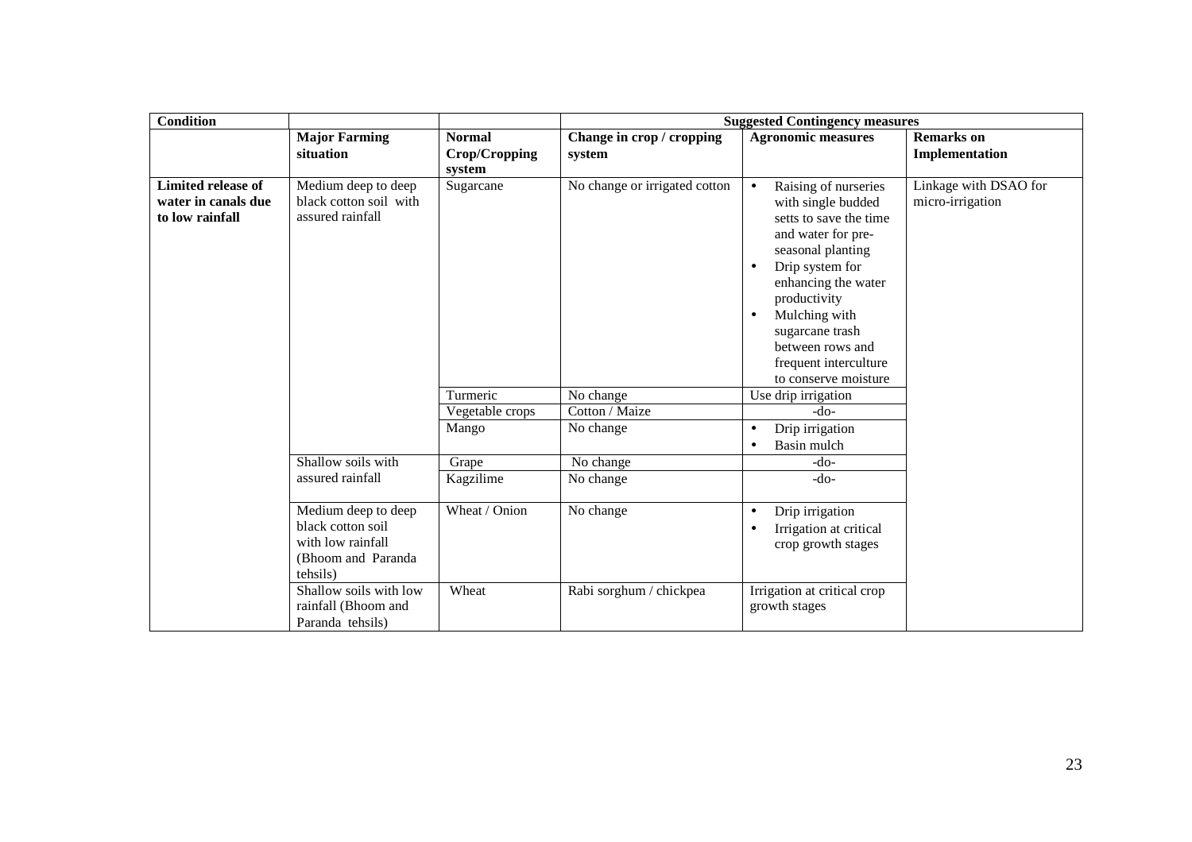| Condition | | | Suggested Contingency measures | | |
|---|---|---|---|---|---|
| | **Major Farming situation** | **Normal Crop/Cropping system** | **Change in crop / cropping system** | **Agronomic measures** | **Remarks on Implementation** |
| **Limited release of water in canals due to low rainfall** | Medium deep to deep black cotton soil with assured rainfall | Sugarcane | No change or irrigated cotton | • Raising of nurseries with single budded setts to save the time and water for pre-seasonal planting<br>• Drip system for enhancing the water productivity<br>• Mulching with sugarcane trash between rows and frequent interculture to conserve moisture | Linkage with DSAO for micro-irrigation |
| | | Turmeric | No change | Use drip irrigation | |
| | | Vegetable crops | Cotton / Maize | -do- | |
| | | Mango | No change | • Drip irrigation<br>• Basin mulch | |
| | Shallow soils with assured rainfall | Grape | No change | -do- | |
| | | Kagzilime | No change | -do- | |
| | Medium deep to deep black cotton soil with low rainfall (Bhoom and Paranda tehsils) | Wheat / Onion | No change | • Drip irrigation<br>• Irrigation at critical crop growth stages | |
| | Shallow soils with low rainfall (Bhoom and Paranda tehsils) | Wheat | Rabi sorghum / chickpea | Irrigation at critical crop growth stages | |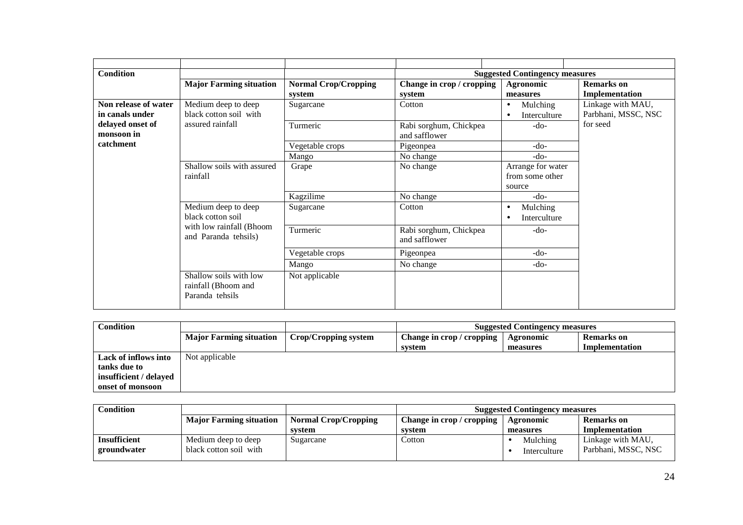| Condition | | | Suggested Contingency measures | | |
|---|---|---|---|---|---|
| | **Major Farming situation** | **Normal Crop/Cropping system** | **Change in crop / cropping system** | **Agronomic measures** | **Remarks on Implementation** |
| **Non release of water in canals under delayed onset of monsoon in catchment** | Medium deep to deep black cotton soil with assured rainfall | Sugarcane | Cotton | • Mulching<br>• Interculture | Linkage with MAU, Parbhani, MSSC, NSC for seed |
| | | Turmeric | Rabi sorghum, Chickpea and safflower | -do- | |
| | | Vegetable crops | Pigeonpea | -do- | |
| | | Mango | No change | -do- | |
| | Shallow soils with assured rainfall | Grape | No change | Arrange for water from some other source | |
| | | Kagzilime | No change | -do- | |
| | Medium deep to deep black cotton soil with low rainfall (Bhoom and Paranda tehsils) | Sugarcane | Cotton | • Mulching<br>• Interculture | |
| | | Turmeric | Rabi sorghum, Chickpea and safflower | -do- | |
| | | Vegetable crops | Pigeonpea | -do- | |
| | | Mango | No change | -do- | |
| | Shallow soils with low rainfall (Bhoom and Paranda tehsils | Not applicable | | | |

| Condition | | | Suggested Contingency measures | | |
|---|---|---|---|---|---|
| | **Major Farming situation** | **Crop/Cropping system** | **Change in crop / cropping system** | **Agronomic measures** | **Remarks on Implementation** |
| **Lack of inflows into tanks due to insufficient / delayed onset of monsoon** | Not applicable | | | | |

| Condition | | | Suggested Contingency measures | | |
|---|---|---|---|---|---|
| | **Major Farming situation** | **Normal Crop/Cropping system** | **Change in crop / cropping system** | **Agronomic measures** | **Remarks on Implementation** |
| **Insufficient groundwater** | Medium deep to deep black cotton soil with | Sugarcane | Cotton | • Mulching<br>• Interculture | Linkage with MAU, Parbhani, MSSC, NSC |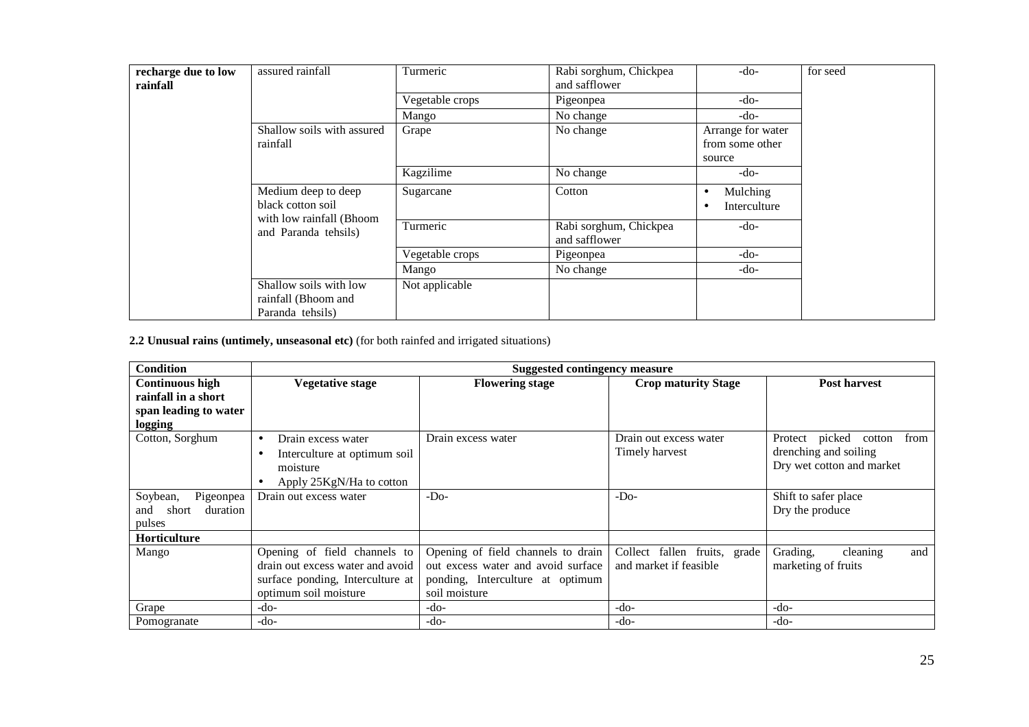| recharge due to low rainfall | assured rainfall | Turmeric | Rabi sorghum, Chickpea and safflower | -do- | for seed |
|---|---|---|---|---|---|
| | | Vegetable crops | Pigeonpea | -do- | |
| | | Mango | No change | -do- | |
| | Shallow soils with assured rainfall | Grape | No change | Arrange for water from some other source | |
| | | Kagzilime | No change | -do- | |
| | Medium deep to deep black cotton soil with low rainfall (Bhoom and Paranda tehsils) | Sugarcane | Cotton | • Mulching<br>• Interculture | |
| | | Turmeric | Rabi sorghum, Chickpea and safflower | -do- | |
| | | Vegetable crops | Pigeonpea | -do- | |
| | | Mango | No change | -do- | |
| | Shallow soils with low rainfall (Bhoom and Paranda tehsils) | Not applicable | | | |

**2.2 Unusual rains (untimely, unseasonal etc)** (for both rainfed and irrigated situations)

| Condition | Suggested contingency measure | | | |
|---|---|---|---|---|
| **Continuous high rainfall in a short span leading to water logging** | **Vegetative stage** | **Flowering stage** | **Crop maturity Stage** | **Post harvest** |
| Cotton, Sorghum | • Drain excess water<br>• Interculture at optimum soil moisture<br>• Apply 25KgN/Ha to cotton | Drain excess water | Drain out excess water<br>Timely harvest | Protect picked cotton from drenching and soiling<br>Dry wet cotton and market |
| Soybean, Pigeonpea and short duration pulses | Drain out excess water | -Do- | -Do- | Shift to safer place<br>Dry the produce |
| **Horticulture** | | | | |
| Mango | Opening of field channels to drain out excess water and avoid surface ponding, Interculture at optimum soil moisture | Opening of field channels to drain out excess water and avoid surface ponding, Interculture at optimum soil moisture | Collect fallen fruits, grade and market if feasible | Grading, cleaning and marketing of fruits |
| Grape | -do- | -do- | -do- | -do- |
| Pomogranate | -do- | -do- | -do- | -do- |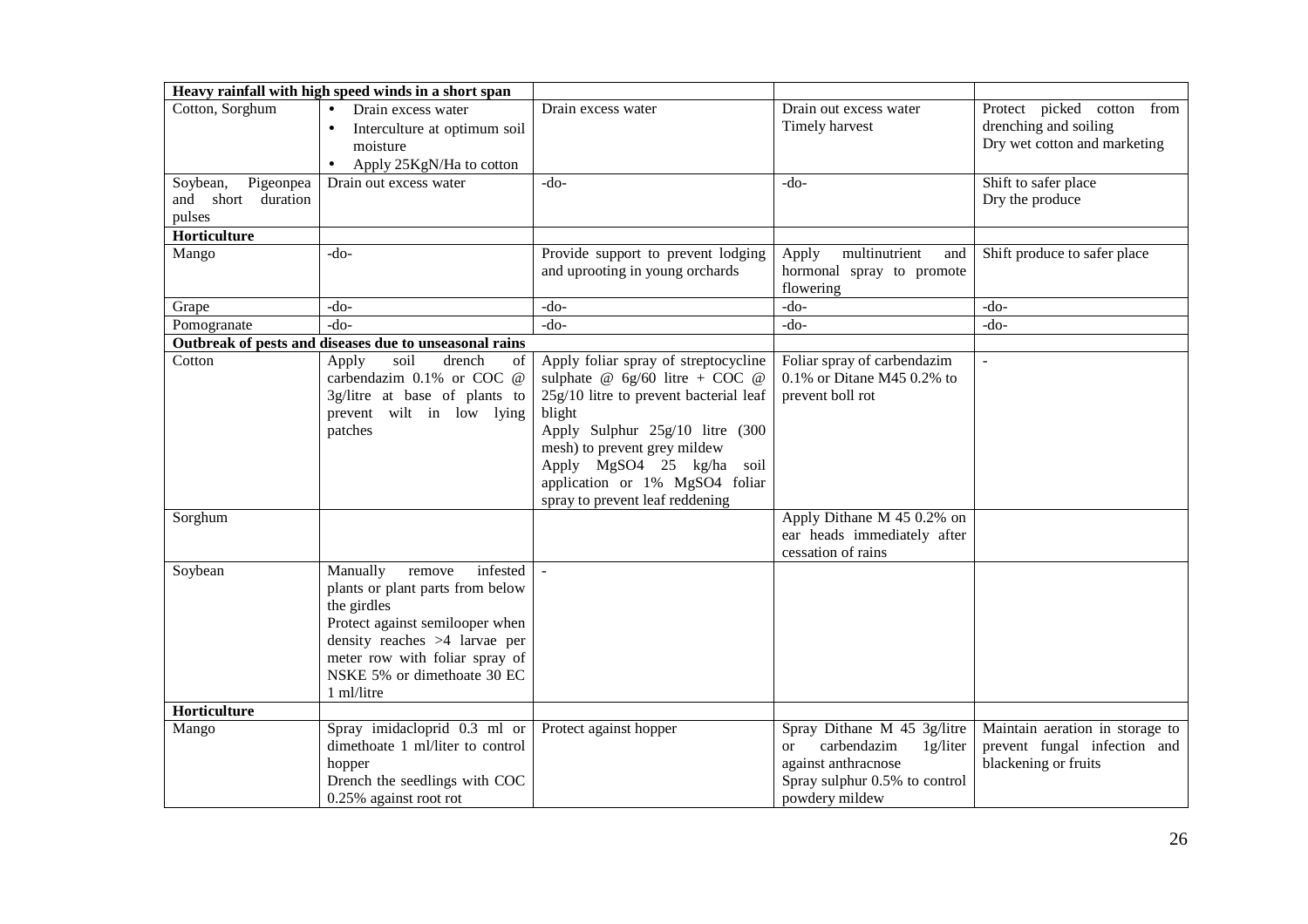| Heavy rainfall with high speed winds in a short span | | | | |
|---|---|---|---|---|
| Cotton, Sorghum | • Drain excess water<br>• Interculture at optimum soil moisture<br>• Apply 25KgN/Ha to cotton | Drain excess water | Drain out excess water<br>Timely harvest | Protect picked cotton from drenching and soiling<br>Dry wet cotton and marketing |
| Soybean, Pigeonpea and short duration pulses | Drain out excess water | -do- | -do- | Shift to safer place<br>Dry the produce |
| **Horticulture** | | | | |
| Mango | -do- | Provide support to prevent lodging and uprooting in young orchards | Apply multinutrient and hormonal spray to promote flowering | Shift produce to safer place |
| Grape | -do- | -do- | -do- | -do- |
| Pomogranate | -do- | -do- | -do- | -do- |
| **Outbreak of pests and diseases due to unseasonal rains** | | | | |
| Cotton | Apply soil drench of carbendazim 0.1% or COC @ 3g/litre at base of plants to prevent wilt in low lying patches | Apply foliar spray of streptocycline sulphate @ 6g/60 litre + COC @ 25g/10 litre to prevent bacterial leaf blight<br>Apply Sulphur 25g/10 litre (300 mesh) to prevent grey mildew<br>Apply $MgSO_4$ 25 kg/ha soil application or 1% $MgSO_4$ foliar spray to prevent leaf reddening | Foliar spray of carbendazim 0.1% or Ditane M45 0.2% to prevent boll rot | - |
| Sorghum | | | Apply Dithane M 45 0.2% on ear heads immediately after cessation of rains | |
| Soybean | Manually remove infested plants or plant parts from below the girdles<br>Protect against semilooper when density reaches >4 larvae per meter row with foliar spray of NSKE 5% or dimethoate 30 EC 1 ml/litre | - | | |
| **Horticulture** | | | | |
| Mango | Spray imidacloprid 0.3 ml or dimethoate 1 ml/liter to control hopper<br>Drench the seedlings with COC 0.25% against root rot | Protect against hopper | Spray Dithane M 45 3g/litre or carbendazim 1g/liter against anthracnose<br>Spray sulphur 0.5% to control powdery mildew | Maintain aeration in storage to prevent fungal infection and blackening or fruits |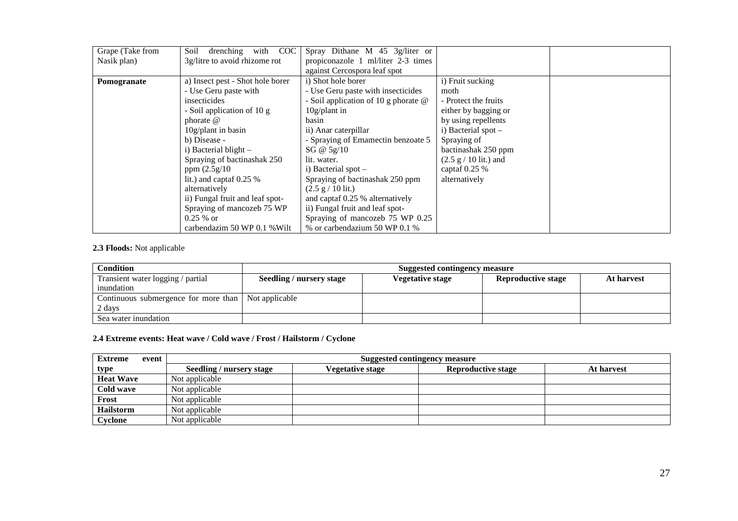| Grape (Take from Nasik plan) | Soil drenching with COC 3g/litre to avoid rhizome rot | Spray Dithane M 45 3g/liter or propiconazole 1 ml/liter 2-3 times against Cercospora leaf spot | | |
|---|---|---|---|---|
| **Pomogranate** | a) Insect pest - Shot hole borer<br>- Use Geru paste with insecticides<br>- Soil application of 10 g phorate @ 10g/plant in basin<br>b) Disease -<br>i) Bacterial blight –<br>Spraying of bactinashak 250 ppm (2.5g/10 lit.) and captaf 0.25 % alternatively<br>ii) Fungal fruit and leaf spot-<br>Spraying of mancozeb 75 WP 0.25 % or carbendazim 50 WP 0.1 %Wilt | i) Shot hole borer<br>- Use Geru paste with insecticides<br>- Soil application of 10 g phorate @ 10g/plant in basin<br>ii) Anar caterpillar<br>- Spraying of Emamectin benzoate 5 SG @ 5g/10 lit. water.<br>i) Bacterial spot –<br>Spraying of bactinashak 250 ppm (2.5 g / 10 lit.) and captaf 0.25 % alternatively<br>ii) Fungal fruit and leaf spot-<br>Spraying of mancozeb 75 WP 0.25 % or carbendazium 50 WP 0.1 % | i) Fruit sucking moth<br>- Protect the fruits either by bagging or by using repellents<br>i) Bacterial spot –<br>Spraying of bactinashak 250 ppm (2.5 g / 10 lit.) and captaf 0.25 % alternatively | |

**2.3 Floods:** Not applicable

| Condition | Suggested contingency measure | | | |
|---|---|---|---|---|
| | **Seedling / nursery stage** | **Vegetative stage** | **Reproductive stage** | **At harvest** |
| Transient water logging / partial inundation | | | | |
| Continuous submergence for more than 2 days | Not applicable | | | |
| Sea water inundation | | | | |

**2.4 Extreme events: Heat wave / Cold wave / Frost / Hailstorm / Cyclone**

| Extreme event type | Suggested contingency measure | | | |
|---|---|---|---|---|
| | **Seedling / nursery stage** | **Vegetative stage** | **Reproductive stage** | **At harvest** |
| **Heat Wave** | Not applicable | | | |
| **Cold wave** | Not applicable | | | |
| **Frost** | Not applicable | | | |
| **Hailstorm** | Not applicable | | | |
| **Cyclone** | Not applicable | | | |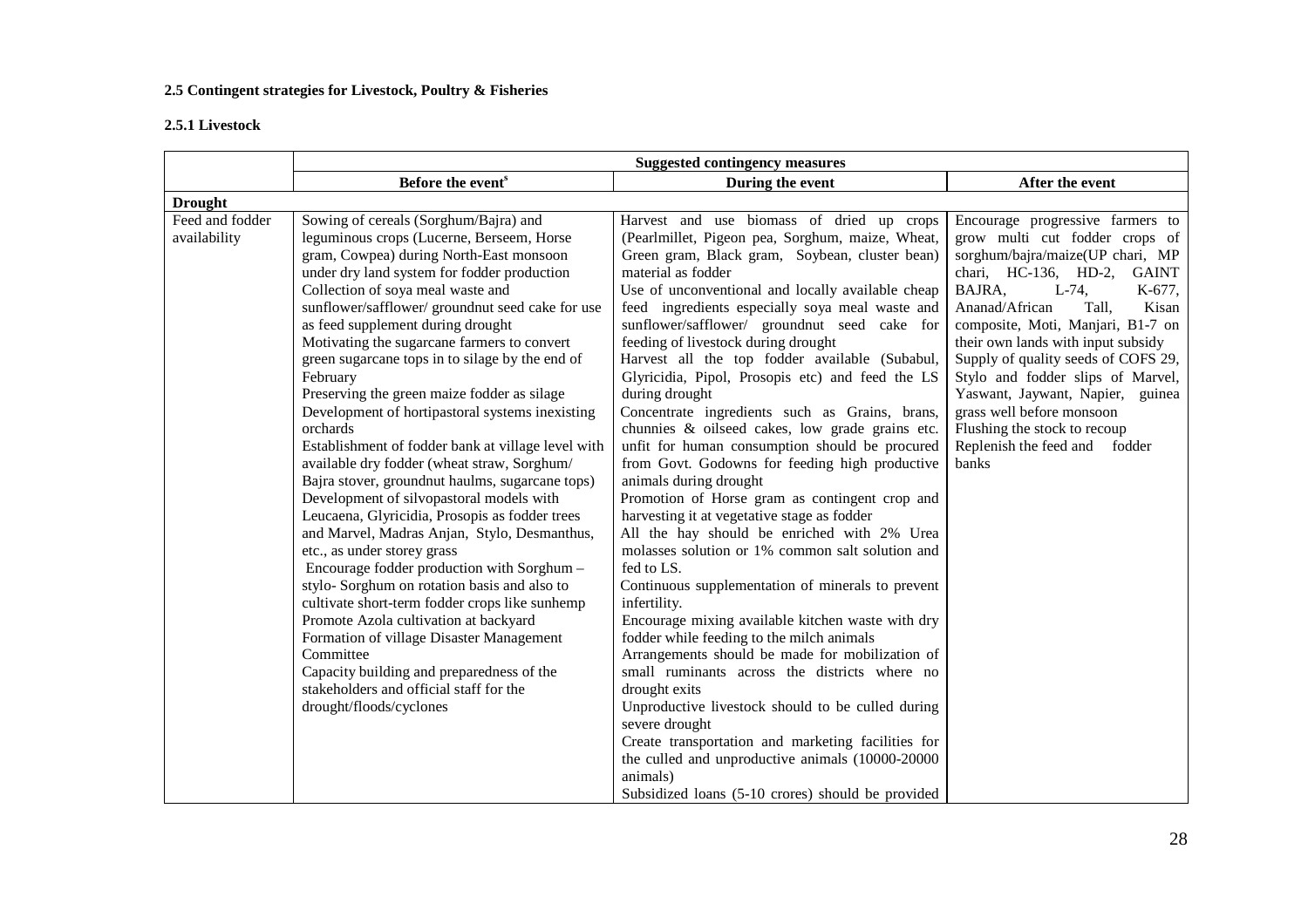### 2.5 Contingent strategies for Livestock, Poultry & Fisheries

#### 2.5.1 Livestock

| | Suggested contingency measures | | |
|---|---|---|---|
| | Before the event[s] | During the event | After the event |
| **Drought** | | | |
| Feed and fodder availability | Sowing of cereals (Sorghum/Bajra) and leguminous crops (Lucerne, Berseem, Horse gram, Cowpea) during North-East monsoon under dry land system for fodder production<br>Collection of soya meal waste and sunflower/safflower/ groundnut seed cake for use as feed supplement during drought<br>Motivating the sugarcane farmers to convert green sugarcane tops in to silage by the end of February<br>Preserving the green maize fodder as silage<br>Development of hortipastoral systems inexisting orchards<br>Establishment of fodder bank at village level with available dry fodder (wheat straw, Sorghum/ Bajra stover, groundnut haulms, sugarcane tops)<br>Development of silvopastoral models with Leucaena, Glyricidia, Prosopis as fodder trees and Marvel, Madras Anjan, Stylo, Desmanthus, etc., as under storey grass<br>Encourage fodder production with Sorghum – stylo- Sorghum on rotation basis and also to cultivate short-term fodder crops like sunhemp<br>Promote Azola cultivation at backyard<br>Formation of village Disaster Management Committee<br>Capacity building and preparedness of the stakeholders and official staff for the drought/floods/cyclones | Harvest and use biomass of dried up crops (Pearlmillet, Pigeon pea, Sorghum, maize, Wheat, Green gram, Black gram, Soybean, cluster bean) material as fodder<br>Use of unconventional and locally available cheap feed ingredients especially soya meal waste and sunflower/safflower/ groundnut seed cake for feeding of livestock during drought<br>Harvest all the top fodder available (Subabul, Glyricidia, Pipol, Prosopis etc) and feed the LS during drought<br>Concentrate ingredients such as Grains, brans, chunnies & oilseed cakes, low grade grains etc. unfit for human consumption should be procured from Govt. Godowns for feeding high productive animals during drought<br>Promotion of Horse gram as contingent crop and harvesting it at vegetative stage as fodder<br>All the hay should be enriched with 2% Urea molasses solution or 1% common salt solution and fed to LS.<br>Continuous supplementation of minerals to prevent infertility.<br>Encourage mixing available kitchen waste with dry fodder while feeding to the milch animals<br>Arrangements should be made for mobilization of small ruminants across the districts where no drought exits<br>Unproductive livestock should to be culled during severe drought<br>Create transportation and marketing facilities for the culled and unproductive animals (10000-20000 animals)<br>Subsidized loans (5-10 crores) should be provided | Encourage progressive farmers to grow multi cut fodder crops of sorghum/bajra/maize(UP chari, MP chari, HC-136, HD-2, GAINT BAJRA, L-74, K-677, Ananad/African Tall, Kisan composite, Moti, Manjari, B1-7 on their own lands with input subsidy<br>Supply of quality seeds of COFS 29, Stylo and fodder slips of Marvel, Yaswant, Jaywant, Napier, guinea grass well before monsoon<br>Flushing the stock to recoup<br>Replenish the feed and fodder banks |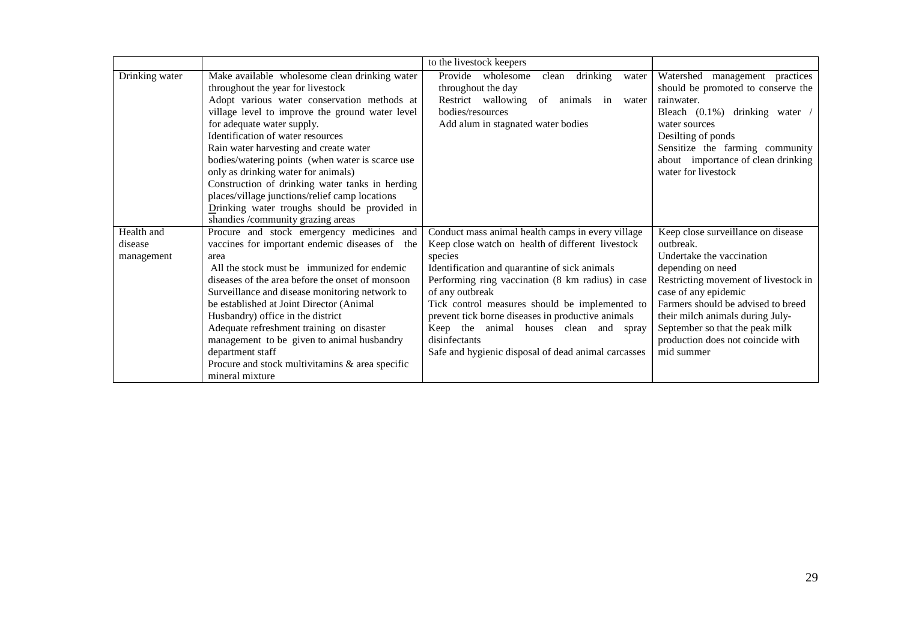| | | | |
|---|---|---|---|
| | | to the livestock keepers | |
| Drinking water | Make available wholesome clean drinking water throughout the year for livestock<br>Adopt various water conservation methods at village level to improve the ground water level for adequate water supply.<br>Identification of water resources<br>Rain water harvesting and create water bodies/watering points (when water is scarce use only as drinking water for animals)<br>Construction of drinking water tanks in herding places/village junctions/relief camp locations<br>Drinking water troughs should be provided in shandies /community grazing areas | Provide wholesome clean drinking water throughout the day<br>Restrict wallowing of animals in water bodies/resources<br>Add alum in stagnated water bodies | Watershed management practices should be promoted to conserve the rainwater.<br>Bleach (0.1%) drinking water / water sources<br>Desilting of ponds<br>Sensitize the farming community about importance of clean drinking water for livestock |
| Health and disease management | Procure and stock emergency medicines and vaccines for important endemic diseases of the area<br>All the stock must be immunized for endemic diseases of the area before the onset of monsoon<br>Surveillance and disease monitoring network to be established at Joint Director (Animal Husbandry) office in the district<br>Adequate refreshment training on disaster management to be given to animal husbandry department staff<br>Procure and stock multivitamins & area specific mineral mixture | Conduct mass animal health camps in every village<br>Keep close watch on health of different livestock species<br>Identification and quarantine of sick animals<br>Performing ring vaccination (8 km radius) in case of any outbreak<br>Tick control measures should be implemented to prevent tick borne diseases in productive animals<br>Keep the animal houses clean and spray disinfectants<br>Safe and hygienic disposal of dead animal carcasses | Keep close surveillance on disease outbreak.<br>Undertake the vaccination depending on need<br>Restricting movement of livestock in case of any epidemic<br>Farmers should be advised to breed their milch animals during July-September so that the peak milk production does not coincide with mid summer |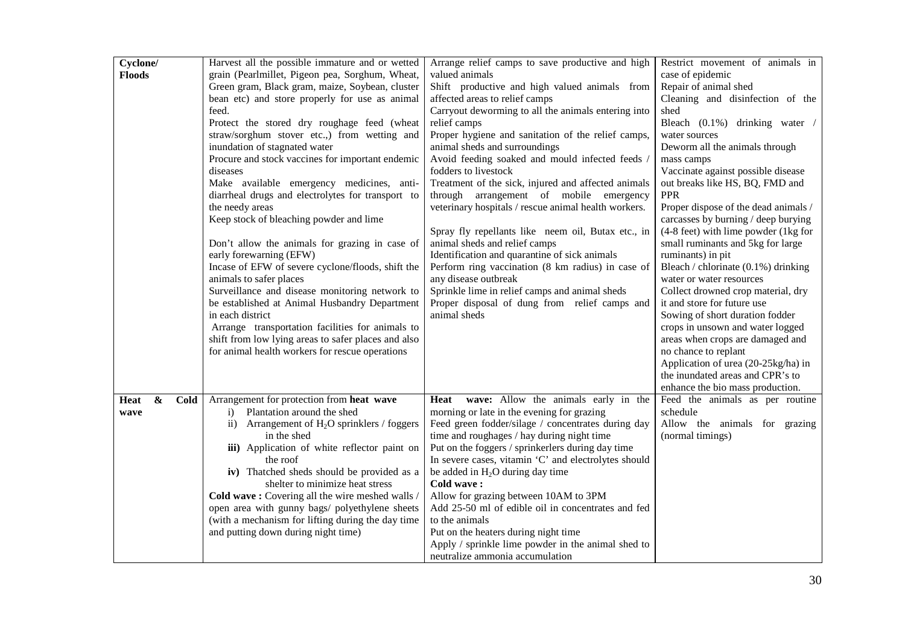| Cyclone/ Floods | Harvest all the possible immature and or wetted grain (Pearlmillet, Pigeon pea, Sorghum, Wheat, Green gram, Black gram, maize, Soybean, cluster bean etc) and store properly for use as animal feed.<br>Protect the stored dry roughage feed (wheat straw/sorghum stover etc.,) from wetting and inundation of stagnated water<br>Procure and stock vaccines for important endemic diseases<br>Make available emergency medicines, anti-diarrheal drugs and electrolytes for transport to the needy areas<br>Keep stock of bleaching powder and lime<br><br>Don't allow the animals for grazing in case of early forewarning (EFW)<br>Incase of EFW of severe cyclone/floods, shift the animals to safer places<br>Surveillance and disease monitoring network to be established at Animal Husbandry Department in each district<br>Arrange transportation facilities for animals to shift from low lying areas to safer places and also for animal health workers for rescue operations | Arrange relief camps to save productive and high valued animals<br>Shift productive and high valued animals from affected areas to relief camps<br>Carryout deworming to all the animals entering into relief camps<br>Proper hygiene and sanitation of the relief camps, animal sheds and surroundings<br>Avoid feeding soaked and mould infected feeds / fodders to livestock<br>Treatment of the sick, injured and affected animals through arrangement of mobile emergency veterinary hospitals / rescue animal health workers.<br><br>Spray fly repellants like neem oil, Butax etc., in animal sheds and relief camps<br>Identification and quarantine of sick animals<br>Perform ring vaccination (8 km radius) in case of any disease outbreak<br>Sprinkle lime in relief camps and animal sheds<br>Proper disposal of dung from relief camps and animal sheds | Restrict movement of animals in case of epidemic<br>Repair of animal shed<br>Cleaning and disinfection of the shed<br>Bleach (0.1%) drinking water / water sources<br>Deworm all the animals through mass camps<br>Vaccinate against possible disease out breaks like HS, BQ, FMD and PPR<br>Proper dispose of the dead animals / carcasses by burning / deep burying (4-8 feet) with lime powder (1kg for small ruminants and 5kg for large ruminants) in pit<br>Bleach / chlorinate (0.1%) drinking water or water resources<br>Collect drowned crop material, dry it and store for future use<br>Sowing of short duration fodder crops in unsown and water logged areas when crops are damaged and no chance to replant<br>Application of urea (20-25kg/ha) in the inundated areas and CPR's to enhance the bio mass production. |
|---|---|---|---|
| Heat & Cold wave | Arrangement for protection from **heat wave**<br>i) Plantation around the shed<br>ii) Arrangement of $H_2O$ sprinklers / foggers in the shed<br>**iii)** Application of white reflector paint on the roof<br>**iv)** Thatched sheds should be provided as a shelter to minimize heat stress<br>**Cold wave :** Covering all the wire meshed walls / open area with gunny bags/ polyethylene sheets (with a mechanism for lifting during the day time and putting down during night time) | **Heat wave:** Allow the animals early in the morning or late in the evening for grazing<br>Feed green fodder/silage / concentrates during day time and roughages / hay during night time<br>Put on the foggers / sprinkerlers during day time<br>In severe cases, vitamin 'C' and electrolytes should be added in $H_2O$ during day time<br>**Cold wave :**<br>Allow for grazing between 10AM to 3PM<br>Add 25-50 ml of edible oil in concentrates and fed to the animals<br>Put on the heaters during night time<br>Apply / sprinkle lime powder in the animal shed to neutralize ammonia accumulation | Feed the animals as per routine schedule<br>Allow the animals for grazing (normal timings) |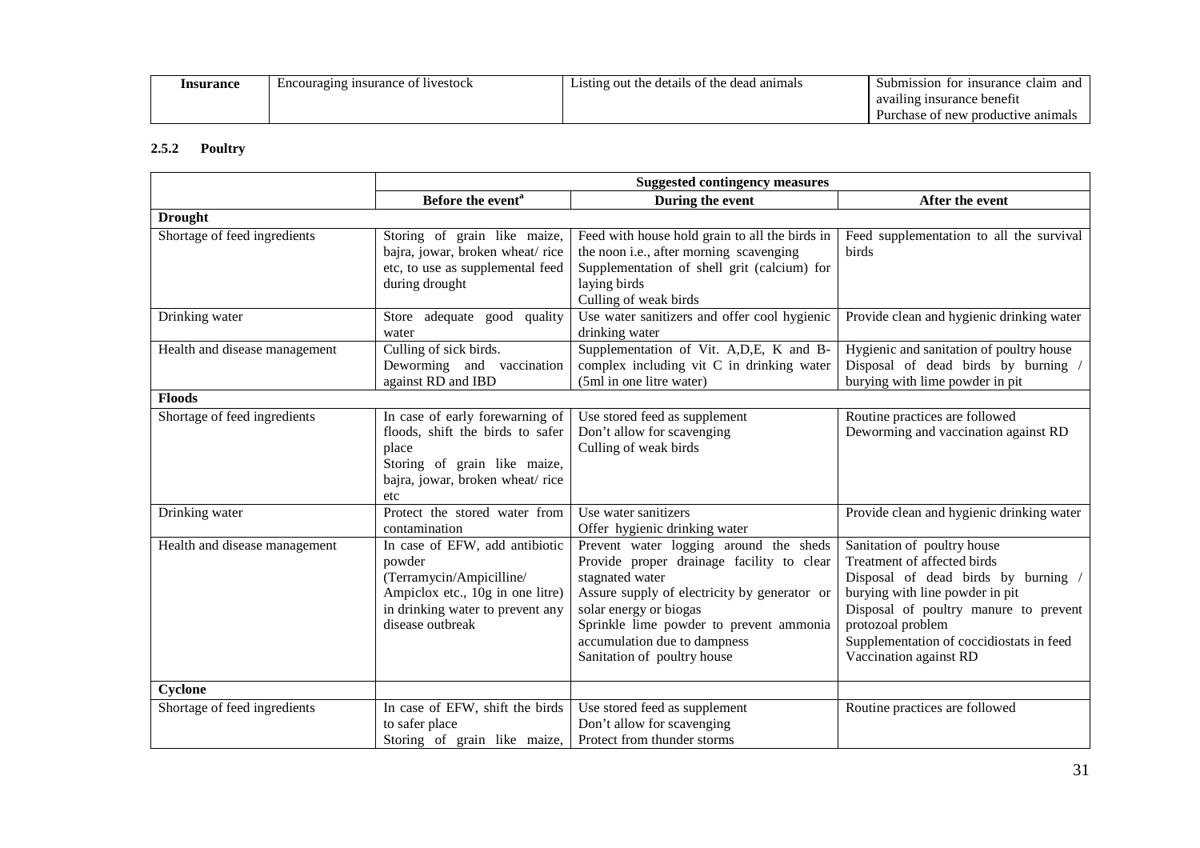| Insurance | Encouraging insurance of livestock | Listing out the details of the dead animals | Submission for insurance claim and availing insurance benefit<br>Purchase of new productive animals |
|---|---|---|---|

### 2.5.2 Poultry

| | Suggested contingency measures | | |
|---|---|---|---|
| | **Before the event**[a] | **During the event** | **After the event** |
| **Drought** | | | |
| Shortage of feed ingredients | Storing of grain like maize, bajra, jowar, broken wheat/ rice etc, to use as supplemental feed during drought | Feed with house hold grain to all the birds in the noon i.e., after morning scavenging<br>Supplementation of shell grit (calcium) for laying birds<br>Culling of weak birds | Feed supplementation to all the survival birds |
| Drinking water | Store adequate good quality water | Use water sanitizers and offer cool hygienic drinking water | Provide clean and hygienic drinking water |
| Health and disease management | Culling of sick birds.<br>Deworming and vaccination against RD and IBD | Supplementation of Vit. A,D,E, K and B-complex including vit C in drinking water (5ml in one litre water) | Hygienic and sanitation of poultry house<br>Disposal of dead birds by burning / burying with lime powder in pit |
| **Floods** | | | |
| Shortage of feed ingredients | In case of early forewarning of floods, shift the birds to safer place<br>Storing of grain like maize, bajra, jowar, broken wheat/ rice etc | Use stored feed as supplement<br>Don't allow for scavenging<br>Culling of weak birds | Routine practices are followed<br>Deworming and vaccination against RD |
| Drinking water | Protect the stored water from contamination | Use water sanitizers<br>Offer hygienic drinking water | Provide clean and hygienic drinking water |
| Health and disease management | In case of EFW, add antibiotic powder (Terramycin/Ampicilline/ Ampiclox etc., 10g in one litre) in drinking water to prevent any disease outbreak | Prevent water logging around the sheds<br>Provide proper drainage facility to clear stagnated water<br>Assure supply of electricity by generator or solar energy or biogas<br>Sprinkle lime powder to prevent ammonia accumulation due to dampness<br>Sanitation of poultry house | Sanitation of poultry house<br>Treatment of affected birds<br>Disposal of dead birds by burning / burying with line powder in pit<br>Disposal of poultry manure to prevent protozoal problem<br>Supplementation of coccidiostats in feed<br>Vaccination against RD |
| **Cyclone** | | | |
| Shortage of feed ingredients | In case of EFW, shift the birds to safer place<br>Storing of grain like maize, | Use stored feed as supplement<br>Don't allow for scavenging<br>Protect from thunder storms | Routine practices are followed |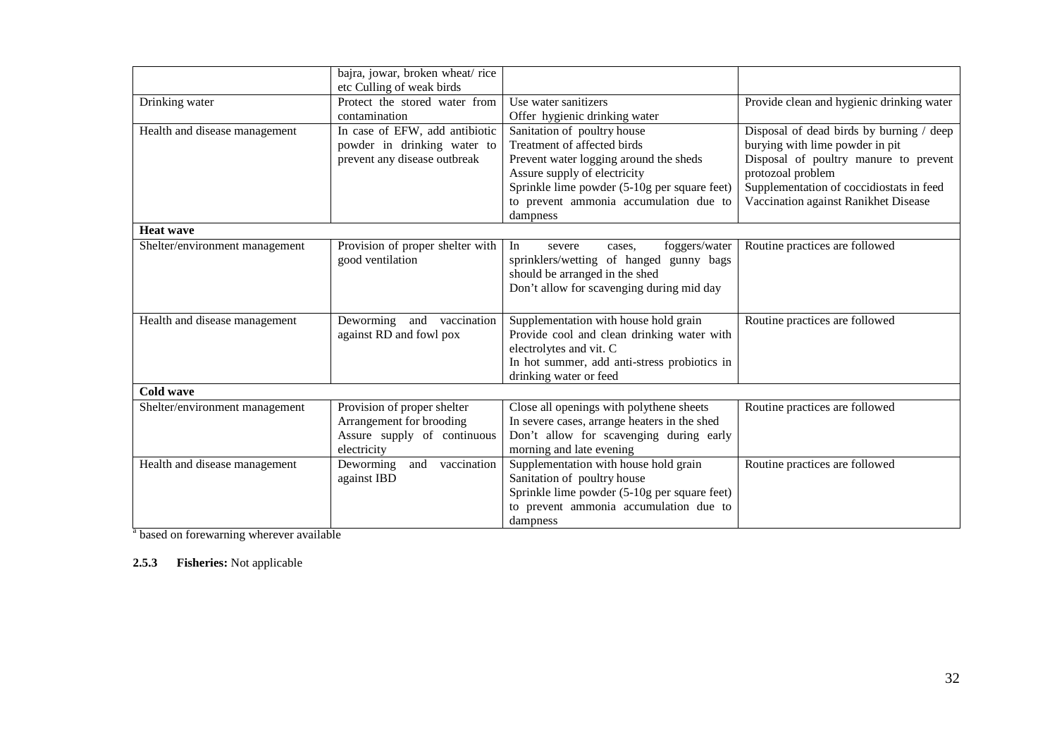| | | | |
|---|---|---|---|
| | bajra, jowar, broken wheat/ rice etc Culling of weak birds | | |
| Drinking water | Protect the stored water from contamination | Use water sanitizers<br>Offer hygienic drinking water | Provide clean and hygienic drinking water |
| Health and disease management | In case of EFW, add antibiotic powder in drinking water to prevent any disease outbreak | Sanitation of poultry house<br>Treatment of affected birds<br>Prevent water logging around the sheds<br>Assure supply of electricity<br>Sprinkle lime powder (5-10g per square feet) to prevent ammonia accumulation due to dampness | Disposal of dead birds by burning / deep burying with lime powder in pit<br>Disposal of poultry manure to prevent protozoal problem<br>Supplementation of coccidiostats in feed<br>Vaccination against Ranikhet Disease |
| **Heat wave** | | | |
| Shelter/environment management | Provision of proper shelter with good ventilation | In severe cases, foggers/water sprinklers/wetting of hanged gunny bags should be arranged in the shed<br>Don't allow for scavenging during mid day | Routine practices are followed |
| Health and disease management | Deworming and vaccination against RD and fowl pox | Supplementation with house hold grain<br>Provide cool and clean drinking water with electrolytes and vit. C<br>In hot summer, add anti-stress probiotics in drinking water or feed | Routine practices are followed |
| **Cold wave** | | | |
| Shelter/environment management | Provision of proper shelter<br>Arrangement for brooding<br>Assure supply of continuous electricity | Close all openings with polythene sheets<br>In severe cases, arrange heaters in the shed<br>Don't allow for scavenging during early morning and late evening | Routine practices are followed |
| Health and disease management | Deworming and vaccination against IBD | Supplementation with house hold grain<br>Sanitation of poultry house<br>Sprinkle lime powder (5-10g per square feet) to prevent ammonia accumulation due to dampness | Routine practices are followed |

[a] based on forewarning wherever available

**2.5.3 Fisheries:** Not applicable